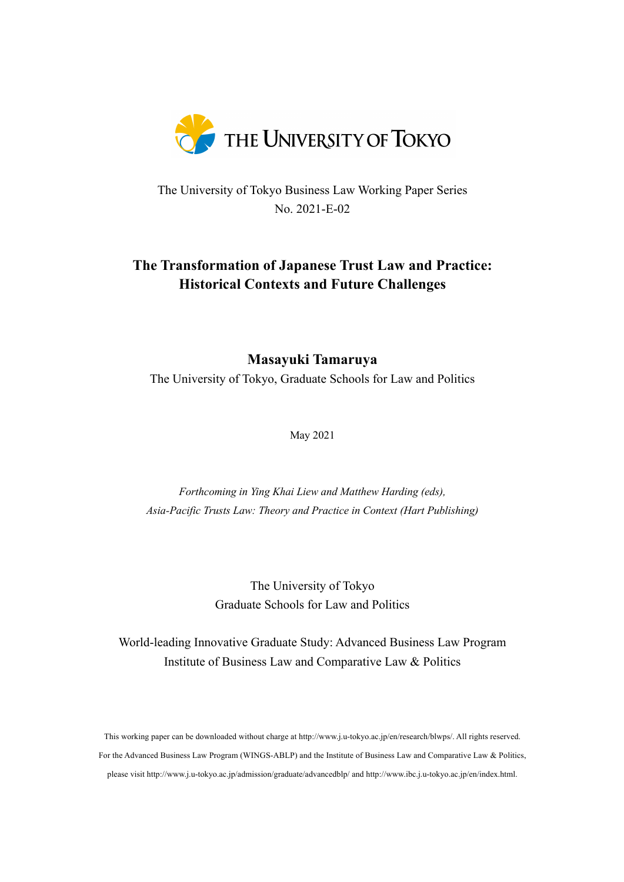THE UNIVERSITY OF TOKYO

The University of Tokyo Business Law Working Paper Series
No. 2021-E-02

# The Transformation of Japanese Trust Law and Practice: Historical Contexts and Future Challenges

**Masayuki Tamaruya**
The University of Tokyo, Graduate Schools for Law and Politics

May 2021

*Forthcoming in Ying Khai Liew and Matthew Harding (eds), Asia-Pacific Trusts Law: Theory and Practice in Context (Hart Publishing)*

The University of Tokyo
Graduate Schools for Law and Politics

World-leading Innovative Graduate Study: Advanced Business Law Program
Institute of Business Law and Comparative Law & Politics

This working paper can be downloaded without charge at http://www.j.u-tokyo.ac.jp/en/research/blwps/. All rights reserved.
For the Advanced Business Law Program (WINGS-ABLP) and the Institute of Business Law and Comparative Law & Politics, please visit http://www.j.u-tokyo.ac.jp/admission/graduate/advancedblp/ and http://www.ibc.j.u-tokyo.ac.jp/en/index.html.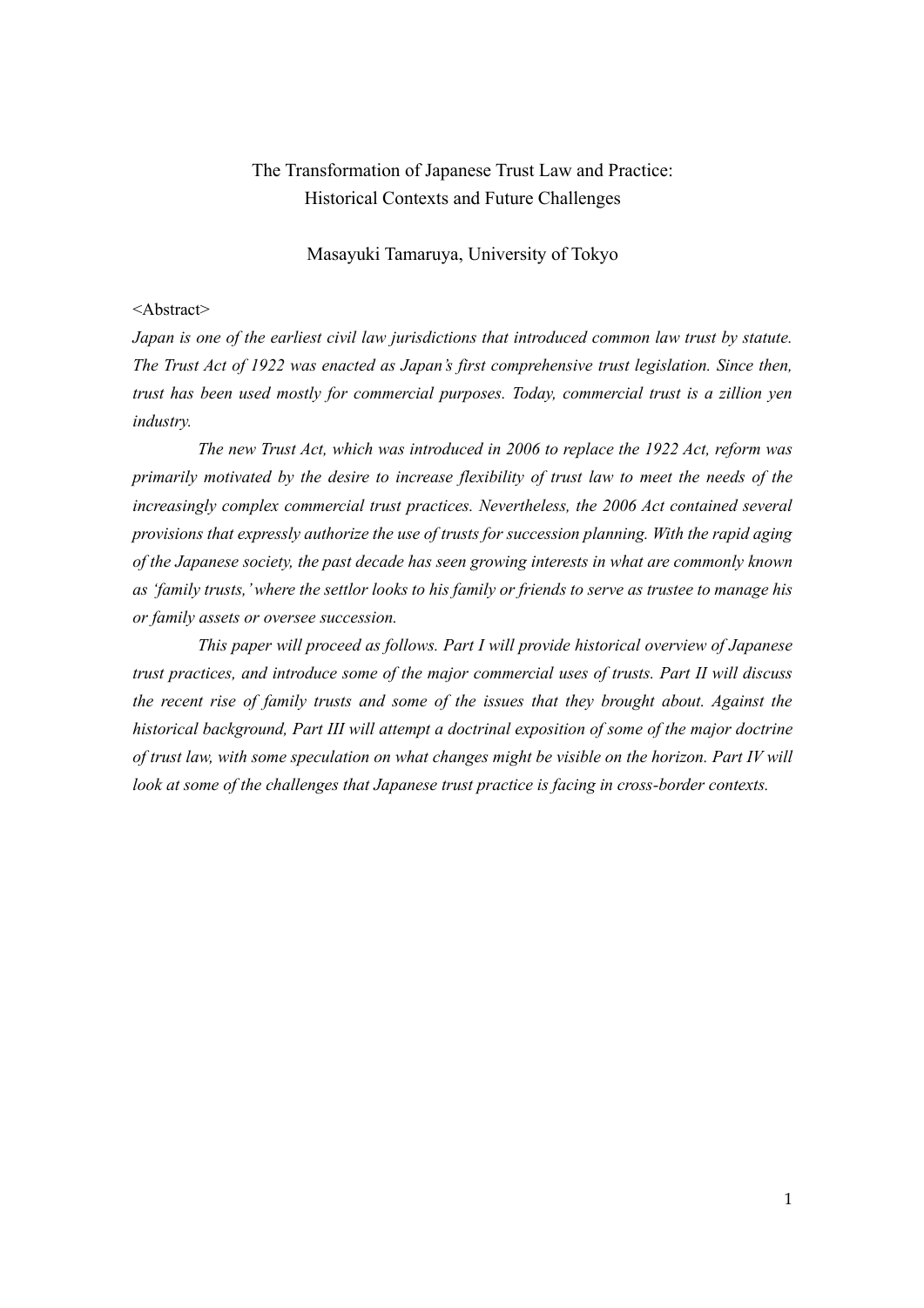The Transformation of Japanese Trust Law and Practice:
Historical Contexts and Future Challenges

Masayuki Tamaruya, University of Tokyo

<Abstract>

*Japan is one of the earliest civil law jurisdictions that introduced common law trust by statute. The Trust Act of 1922 was enacted as Japan's first comprehensive trust legislation. Since then, trust has been used mostly for commercial purposes. Today, commercial trust is a zillion yen industry.*

*The new Trust Act, which was introduced in 2006 to replace the 1922 Act, reform was primarily motivated by the desire to increase flexibility of trust law to meet the needs of the increasingly complex commercial trust practices. Nevertheless, the 2006 Act contained several provisions that expressly authorize the use of trusts for succession planning. With the rapid aging of the Japanese society, the past decade has seen growing interests in what are commonly known as 'family trusts,' where the settlor looks to his family or friends to serve as trustee to manage his or family assets or oversee succession.*

*This paper will proceed as follows. Part I will provide historical overview of Japanese trust practices, and introduce some of the major commercial uses of trusts. Part II will discuss the recent rise of family trusts and some of the issues that they brought about. Against the historical background, Part III will attempt a doctrinal exposition of some of the major doctrine of trust law, with some speculation on what changes might be visible on the horizon. Part IV will look at some of the challenges that Japanese trust practice is facing in cross-border contexts.*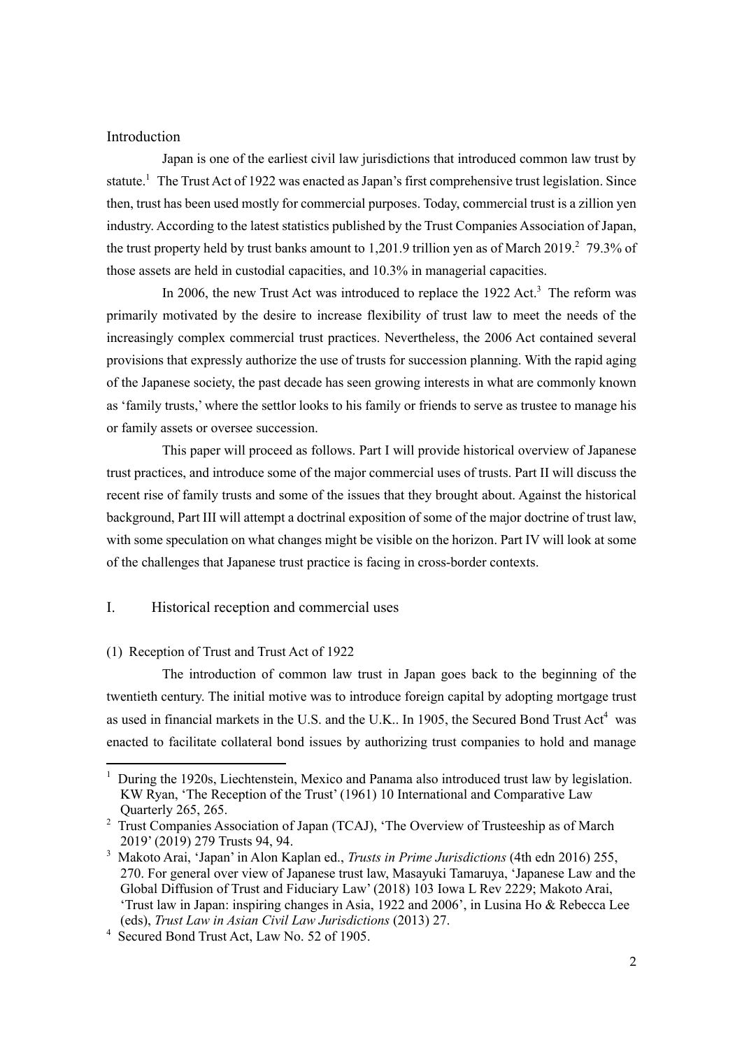## Introduction

Japan is one of the earliest civil law jurisdictions that introduced common law trust by statute.[1] The Trust Act of 1922 was enacted as Japan's first comprehensive trust legislation. Since then, trust has been used mostly for commercial purposes. Today, commercial trust is a zillion yen industry. According to the latest statistics published by the Trust Companies Association of Japan, the trust property held by trust banks amount to 1,201.9 trillion yen as of March 2019.[2] 79.3% of those assets are held in custodial capacities, and 10.3% in managerial capacities.

In 2006, the new Trust Act was introduced to replace the 1922 Act.[3] The reform was primarily motivated by the desire to increase flexibility of trust law to meet the needs of the increasingly complex commercial trust practices. Nevertheless, the 2006 Act contained several provisions that expressly authorize the use of trusts for succession planning. With the rapid aging of the Japanese society, the past decade has seen growing interests in what are commonly known as 'family trusts,' where the settlor looks to his family or friends to serve as trustee to manage his or family assets or oversee succession.

This paper will proceed as follows. Part I will provide historical overview of Japanese trust practices, and introduce some of the major commercial uses of trusts. Part II will discuss the recent rise of family trusts and some of the issues that they brought about. Against the historical background, Part III will attempt a doctrinal exposition of some of the major doctrine of trust law, with some speculation on what changes might be visible on the horizon. Part IV will look at some of the challenges that Japanese trust practice is facing in cross-border contexts.

## I. Historical reception and commercial uses

### (1) Reception of Trust and Trust Act of 1922

The introduction of common law trust in Japan goes back to the beginning of the twentieth century. The initial motive was to introduce foreign capital by adopting mortgage trust as used in financial markets in the U.S. and the U.K.. In 1905, the Secured Bond Trust Act[4] was enacted to facilitate collateral bond issues by authorizing trust companies to hold and manage

---

[1] During the 1920s, Liechtenstein, Mexico and Panama also introduced trust law by legislation. KW Ryan, 'The Reception of the Trust' (1961) 10 International and Comparative Law Quarterly 265, 265.

[2] Trust Companies Association of Japan (TCAJ), 'The Overview of Trusteeship as of March 2019' (2019) 279 Trusts 94, 94.

[3] Makoto Arai, 'Japan' in Alon Kaplan ed., *Trusts in Prime Jurisdictions* (4th edn 2016) 255, 270. For general over view of Japanese trust law, Masayuki Tamaruya, 'Japanese Law and the Global Diffusion of Trust and Fiduciary Law' (2018) 103 Iowa L Rev 2229; Makoto Arai, 'Trust law in Japan: inspiring changes in Asia, 1922 and 2006', in Lusina Ho & Rebecca Lee (eds), *Trust Law in Asian Civil Law Jurisdictions* (2013) 27.

[4] Secured Bond Trust Act, Law No. 52 of 1905.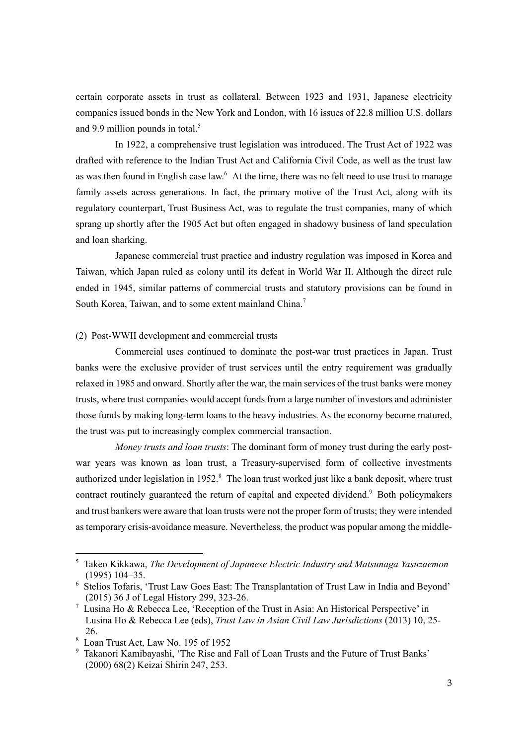certain corporate assets in trust as collateral. Between 1923 and 1931, Japanese electricity companies issued bonds in the New York and London, with 16 issues of 22.8 million U.S. dollars and 9.9 million pounds in total.[5]

In 1922, a comprehensive trust legislation was introduced. The Trust Act of 1922 was drafted with reference to the Indian Trust Act and California Civil Code, as well as the trust law as was then found in English case law.[6] At the time, there was no felt need to use trust to manage family assets across generations. In fact, the primary motive of the Trust Act, along with its regulatory counterpart, Trust Business Act, was to regulate the trust companies, many of which sprang up shortly after the 1905 Act but often engaged in shadowy business of land speculation and loan sharking.

Japanese commercial trust practice and industry regulation was imposed in Korea and Taiwan, which Japan ruled as colony until its defeat in World War II. Although the direct rule ended in 1945, similar patterns of commercial trusts and statutory provisions can be found in South Korea, Taiwan, and to some extent mainland China.[7]

(2) Post-WWII development and commercial trusts

Commercial uses continued to dominate the post-war trust practices in Japan. Trust banks were the exclusive provider of trust services until the entry requirement was gradually relaxed in 1985 and onward. Shortly after the war, the main services of the trust banks were money trusts, where trust companies would accept funds from a large number of investors and administer those funds by making long-term loans to the heavy industries. As the economy become matured, the trust was put to increasingly complex commercial transaction.

*Money trusts and loan trusts*: The dominant form of money trust during the early post-war years was known as loan trust, a Treasury-supervised form of collective investments authorized under legislation in 1952.[8] The loan trust worked just like a bank deposit, where trust contract routinely guaranteed the return of capital and expected dividend.[9] Both policymakers and trust bankers were aware that loan trusts were not the proper form of trusts; they were intended as temporary crisis-avoidance measure. Nevertheless, the product was popular among the middle-

---

[5] Takeo Kikkawa, *The Development of Japanese Electric Industry and Matsunaga Yasuzaemon* (1995) 104–35.

[6] Stelios Tofaris, 'Trust Law Goes East: The Transplantation of Trust Law in India and Beyond' (2015) 36 J of Legal History 299, 323-26.

[7] Lusina Ho & Rebecca Lee, 'Reception of the Trust in Asia: An Historical Perspective' in Lusina Ho & Rebecca Lee (eds), *Trust Law in Asian Civil Law Jurisdictions* (2013) 10, 25-26.

[8] Loan Trust Act, Law No. 195 of 1952

[9] Takanori Kamibayashi, 'The Rise and Fall of Loan Trusts and the Future of Trust Banks' (2000) 68(2) Keizai Shirin 247, 253.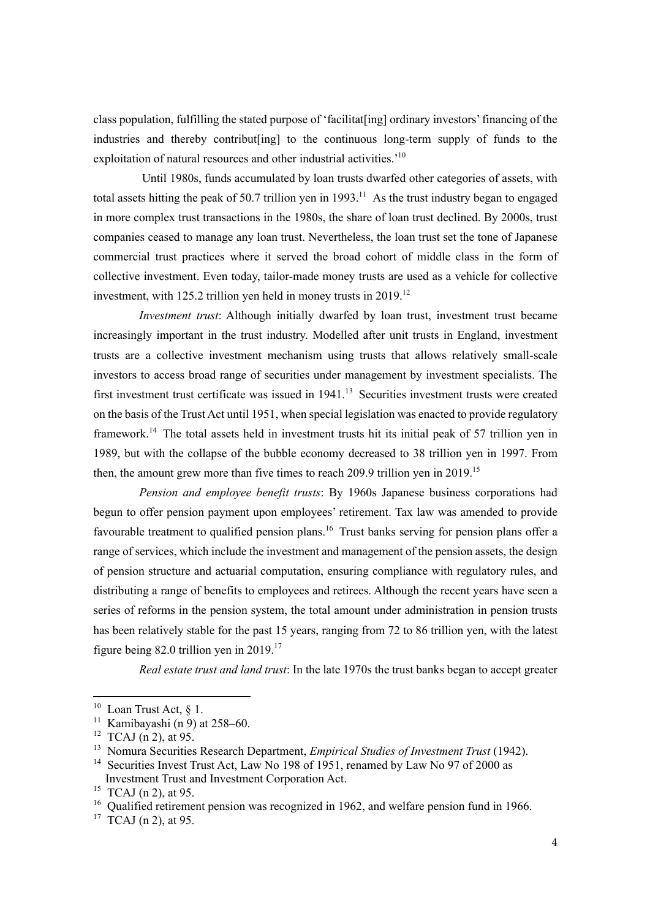class population, fulfilling the stated purpose of 'facilitat[ing] ordinary investors' financing of the industries and thereby contribut[ing] to the continuous long-term supply of funds to the exploitation of natural resources and other industrial activities.'[10]

Until 1980s, funds accumulated by loan trusts dwarfed other categories of assets, with total assets hitting the peak of 50.7 trillion yen in 1993.[11] As the trust industry began to engaged in more complex trust transactions in the 1980s, the share of loan trust declined. By 2000s, trust companies ceased to manage any loan trust. Nevertheless, the loan trust set the tone of Japanese commercial trust practices where it served the broad cohort of middle class in the form of collective investment. Even today, tailor-made money trusts are used as a vehicle for collective investment, with 125.2 trillion yen held in money trusts in 2019.[12]

*Investment trust*: Although initially dwarfed by loan trust, investment trust became increasingly important in the trust industry. Modelled after unit trusts in England, investment trusts are a collective investment mechanism using trusts that allows relatively small-scale investors to access broad range of securities under management by investment specialists. The first investment trust certificate was issued in 1941.[13] Securities investment trusts were created on the basis of the Trust Act until 1951, when special legislation was enacted to provide regulatory framework.[14] The total assets held in investment trusts hit its initial peak of 57 trillion yen in 1989, but with the collapse of the bubble economy decreased to 38 trillion yen in 1997. From then, the amount grew more than five times to reach 209.9 trillion yen in 2019.[15]

*Pension and employee benefit trusts*: By 1960s Japanese business corporations had begun to offer pension payment upon employees' retirement. Tax law was amended to provide favourable treatment to qualified pension plans.[16] Trust banks serving for pension plans offer a range of services, which include the investment and management of the pension assets, the design of pension structure and actuarial computation, ensuring compliance with regulatory rules, and distributing a range of benefits to employees and retirees. Although the recent years have seen a series of reforms in the pension system, the total amount under administration in pension trusts has been relatively stable for the past 15 years, ranging from 72 to 86 trillion yen, with the latest figure being 82.0 trillion yen in 2019.[17]

*Real estate trust and land trust*: In the late 1970s the trust banks began to accept greater

---

[10] Loan Trust Act, § 1.

[11] Kamibayashi (n 9) at 258–60.

[12] TCAJ (n 2), at 95.

[13] Nomura Securities Research Department, *Empirical Studies of Investment Trust* (1942).

[14] Securities Invest Trust Act, Law No 198 of 1951, renamed by Law No 97 of 2000 as Investment Trust and Investment Corporation Act.

[15] TCAJ (n 2), at 95.

[16] Qualified retirement pension was recognized in 1962, and welfare pension fund in 1966.

[17] TCAJ (n 2), at 95.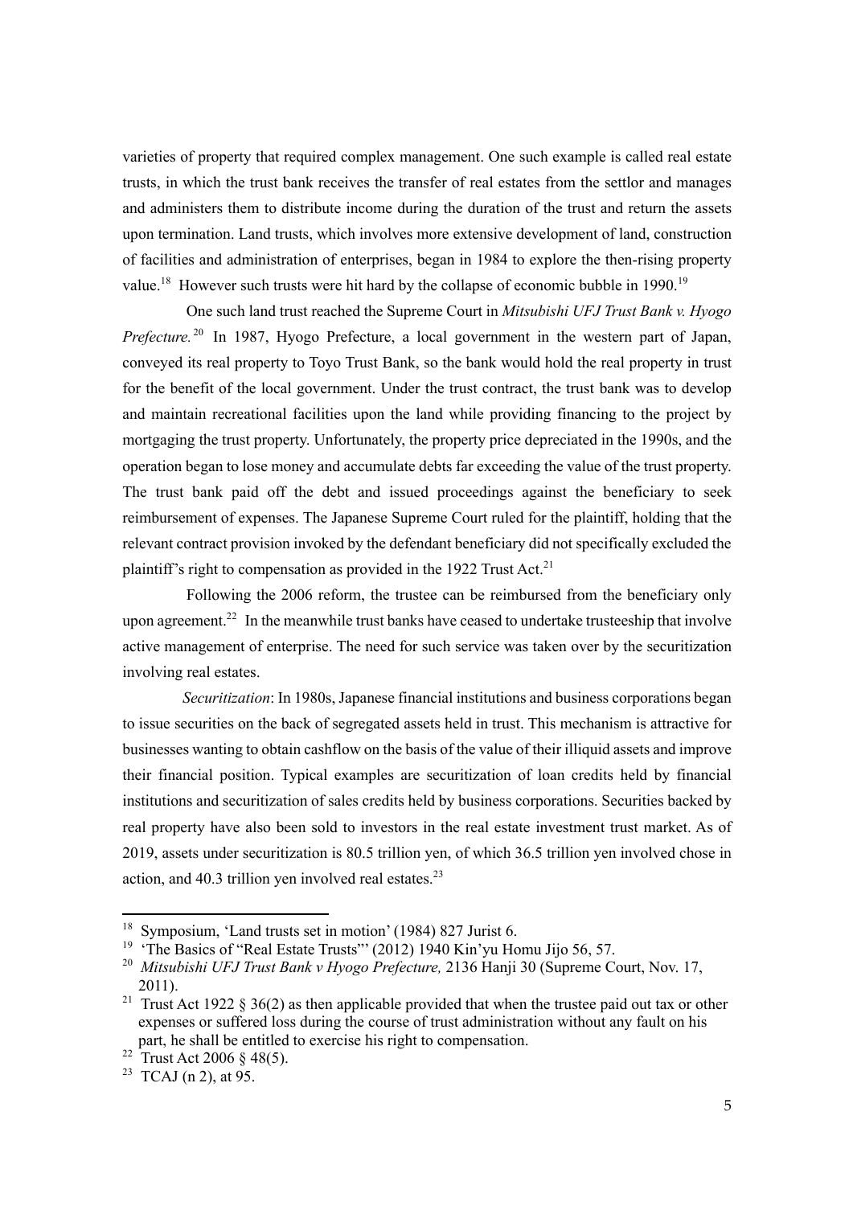varieties of property that required complex management. One such example is called real estate trusts, in which the trust bank receives the transfer of real estates from the settlor and manages and administers them to distribute income during the duration of the trust and return the assets upon termination. Land trusts, which involves more extensive development of land, construction of facilities and administration of enterprises, began in 1984 to explore the then-rising property value.[18] However such trusts were hit hard by the collapse of economic bubble in 1990.[19]

One such land trust reached the Supreme Court in *Mitsubishi UFJ Trust Bank v. Hyogo Prefecture.*[20] In 1987, Hyogo Prefecture, a local government in the western part of Japan, conveyed its real property to Toyo Trust Bank, so the bank would hold the real property in trust for the benefit of the local government. Under the trust contract, the trust bank was to develop and maintain recreational facilities upon the land while providing financing to the project by mortgaging the trust property. Unfortunately, the property price depreciated in the 1990s, and the operation began to lose money and accumulate debts far exceeding the value of the trust property. The trust bank paid off the debt and issued proceedings against the beneficiary to seek reimbursement of expenses. The Japanese Supreme Court ruled for the plaintiff, holding that the relevant contract provision invoked by the defendant beneficiary did not specifically excluded the plaintiff's right to compensation as provided in the 1922 Trust Act.[21]

Following the 2006 reform, the trustee can be reimbursed from the beneficiary only upon agreement.[22] In the meanwhile trust banks have ceased to undertake trusteeship that involve active management of enterprise. The need for such service was taken over by the securitization involving real estates.

*Securitization*: In 1980s, Japanese financial institutions and business corporations began to issue securities on the back of segregated assets held in trust. This mechanism is attractive for businesses wanting to obtain cashflow on the basis of the value of their illiquid assets and improve their financial position. Typical examples are securitization of loan credits held by financial institutions and securitization of sales credits held by business corporations. Securities backed by real property have also been sold to investors in the real estate investment trust market. As of 2019, assets under securitization is 80.5 trillion yen, of which 36.5 trillion yen involved chose in action, and 40.3 trillion yen involved real estates.[23]

---

[18] Symposium, 'Land trusts set in motion' (1984) 827 Jurist 6.

[19] 'The Basics of "Real Estate Trusts"' (2012) 1940 Kin'yu Homu Jijo 56, 57.

[20] *Mitsubishi UFJ Trust Bank v Hyogo Prefecture,* 2136 Hanji 30 (Supreme Court, Nov. 17, 2011).

[21] Trust Act 1922 § 36(2) as then applicable provided that when the trustee paid out tax or other expenses or suffered loss during the course of trust administration without any fault on his part, he shall be entitled to exercise his right to compensation.

[22] Trust Act 2006 § 48(5).

[23] TCAJ (n 2), at 95.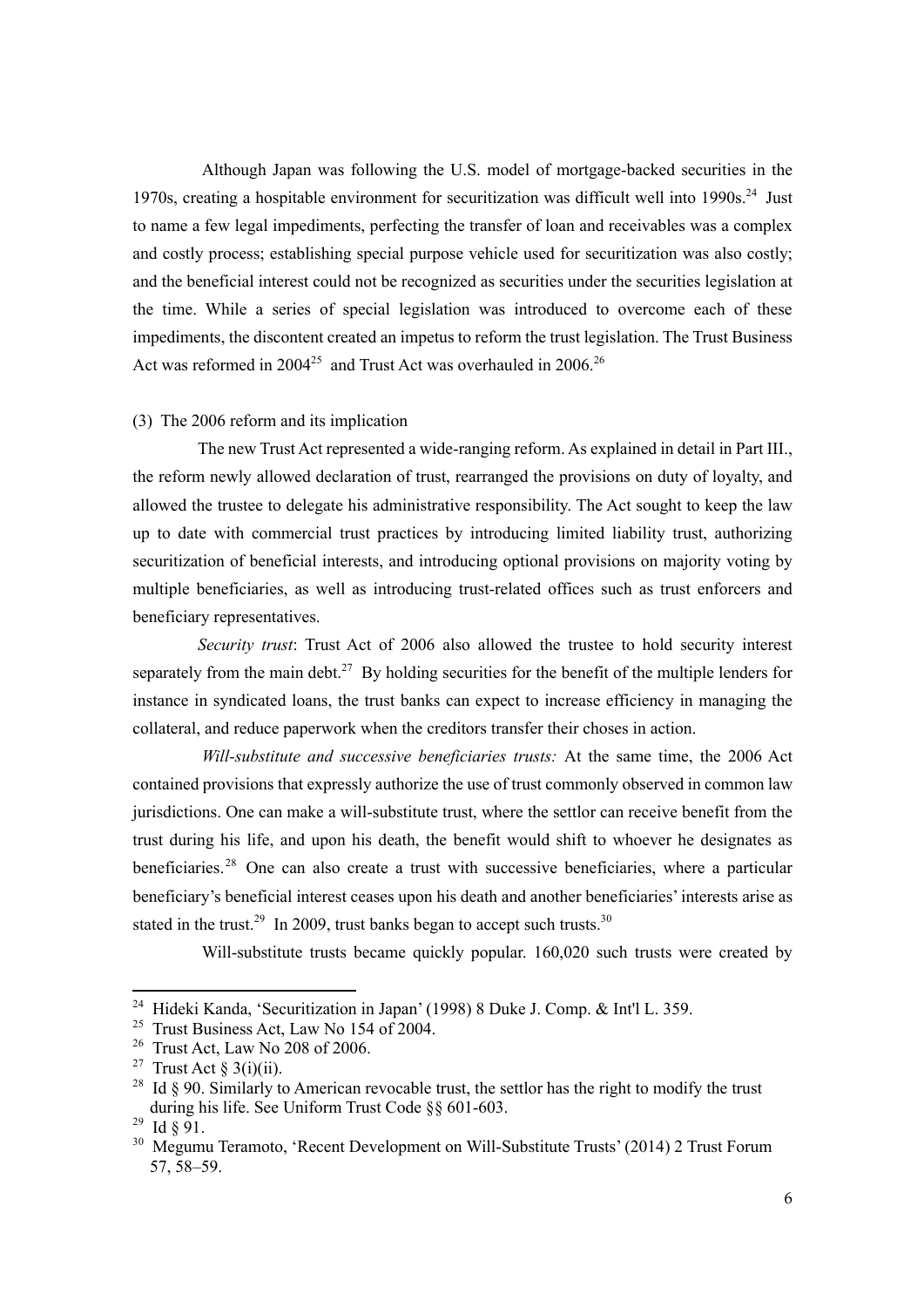Although Japan was following the U.S. model of mortgage-backed securities in the 1970s, creating a hospitable environment for securitization was difficult well into 1990s.[24] Just to name a few legal impediments, perfecting the transfer of loan and receivables was a complex and costly process; establishing special purpose vehicle used for securitization was also costly; and the beneficial interest could not be recognized as securities under the securities legislation at the time. While a series of special legislation was introduced to overcome each of these impediments, the discontent created an impetus to reform the trust legislation. The Trust Business Act was reformed in 2004[25] and Trust Act was overhauled in 2006.[26]

(3) The 2006 reform and its implication

The new Trust Act represented a wide-ranging reform. As explained in detail in Part III., the reform newly allowed declaration of trust, rearranged the provisions on duty of loyalty, and allowed the trustee to delegate his administrative responsibility. The Act sought to keep the law up to date with commercial trust practices by introducing limited liability trust, authorizing securitization of beneficial interests, and introducing optional provisions on majority voting by multiple beneficiaries, as well as introducing trust-related offices such as trust enforcers and beneficiary representatives.

*Security trust*: Trust Act of 2006 also allowed the trustee to hold security interest separately from the main debt.[27] By holding securities for the benefit of the multiple lenders for instance in syndicated loans, the trust banks can expect to increase efficiency in managing the collateral, and reduce paperwork when the creditors transfer their choses in action.

*Will-substitute and successive beneficiaries trusts:* At the same time, the 2006 Act contained provisions that expressly authorize the use of trust commonly observed in common law jurisdictions. One can make a will-substitute trust, where the settlor can receive benefit from the trust during his life, and upon his death, the benefit would shift to whoever he designates as beneficiaries.[28] One can also create a trust with successive beneficiaries, where a particular beneficiary's beneficial interest ceases upon his death and another beneficiaries' interests arise as stated in the trust.[29] In 2009, trust banks began to accept such trusts.[30]

Will-substitute trusts became quickly popular. 160,020 such trusts were created by

---

[24] Hideki Kanda, 'Securitization in Japan' (1998) 8 Duke J. Comp. & Int'l L. 359.

[25] Trust Business Act, Law No 154 of 2004.

[26] Trust Act, Law No 208 of 2006.

[27] Trust Act § 3(i)(ii).

[28] Id § 90. Similarly to American revocable trust, the settlor has the right to modify the trust during his life. See Uniform Trust Code §§ 601-603.

[29] Id § 91.

[30] Megumu Teramoto, 'Recent Development on Will-Substitute Trusts' (2014) 2 Trust Forum 57, 58–59.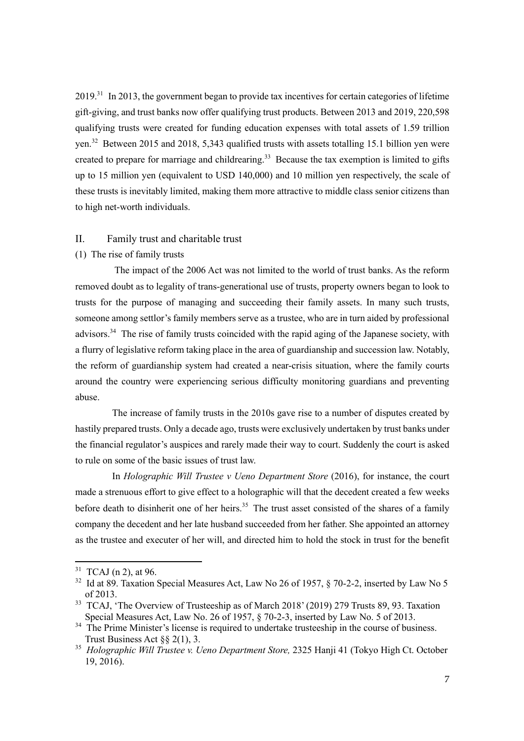2019.[31] In 2013, the government began to provide tax incentives for certain categories of lifetime gift-giving, and trust banks now offer qualifying trust products. Between 2013 and 2019, 220,598 qualifying trusts were created for funding education expenses with total assets of 1.59 trillion yen.[32] Between 2015 and 2018, 5,343 qualified trusts with assets totalling 15.1 billion yen were created to prepare for marriage and childrearing.[33] Because the tax exemption is limited to gifts up to 15 million yen (equivalent to USD 140,000) and 10 million yen respectively, the scale of these trusts is inevitably limited, making them more attractive to middle class senior citizens than to high net-worth individuals.

## II. Family trust and charitable trust

### (1) The rise of family trusts

The impact of the 2006 Act was not limited to the world of trust banks. As the reform removed doubt as to legality of trans-generational use of trusts, property owners began to look to trusts for the purpose of managing and succeeding their family assets. In many such trusts, someone among settlor's family members serve as a trustee, who are in turn aided by professional advisors.[34] The rise of family trusts coincided with the rapid aging of the Japanese society, with a flurry of legislative reform taking place in the area of guardianship and succession law. Notably, the reform of guardianship system had created a near-crisis situation, where the family courts around the country were experiencing serious difficulty monitoring guardians and preventing abuse.

The increase of family trusts in the 2010s gave rise to a number of disputes created by hastily prepared trusts. Only a decade ago, trusts were exclusively undertaken by trust banks under the financial regulator's auspices and rarely made their way to court. Suddenly the court is asked to rule on some of the basic issues of trust law.

In *Holographic Will Trustee v Ueno Department Store* (2016), for instance, the court made a strenuous effort to give effect to a holographic will that the decedent created a few weeks before death to disinherit one of her heirs.[35] The trust asset consisted of the shares of a family company the decedent and her late husband succeeded from her father. She appointed an attorney as the trustee and executer of her will, and directed him to hold the stock in trust for the benefit

---

[31] TCAJ (n 2), at 96.

[32] Id at 89. Taxation Special Measures Act, Law No 26 of 1957, § 70-2-2, inserted by Law No 5 of 2013.

[33] TCAJ, 'The Overview of Trusteeship as of March 2018' (2019) 279 Trusts 89, 93. Taxation Special Measures Act, Law No. 26 of 1957, § 70-2-3, inserted by Law No. 5 of 2013.

[34] The Prime Minister's license is required to undertake trusteeship in the course of business. Trust Business Act §§ 2(1), 3.

[35] *Holographic Will Trustee v. Ueno Department Store,* 2325 Hanji 41 (Tokyo High Ct. October 19, 2016).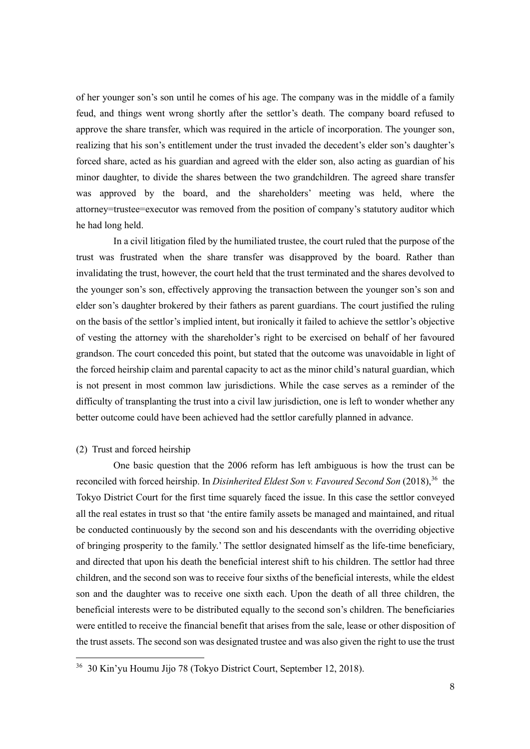of her younger son's son until he comes of his age. The company was in the middle of a family feud, and things went wrong shortly after the settlor's death. The company board refused to approve the share transfer, which was required in the article of incorporation. The younger son, realizing that his son's entitlement under the trust invaded the decedent's elder son's daughter's forced share, acted as his guardian and agreed with the elder son, also acting as guardian of his minor daughter, to divide the shares between the two grandchildren. The agreed share transfer was approved by the board, and the shareholders' meeting was held, where the attorney=trustee=executor was removed from the position of company's statutory auditor which he had long held.

In a civil litigation filed by the humiliated trustee, the court ruled that the purpose of the trust was frustrated when the share transfer was disapproved by the board. Rather than invalidating the trust, however, the court held that the trust terminated and the shares devolved to the younger son's son, effectively approving the transaction between the younger son's son and elder son's daughter brokered by their fathers as parent guardians. The court justified the ruling on the basis of the settlor's implied intent, but ironically it failed to achieve the settlor's objective of vesting the attorney with the shareholder's right to be exercised on behalf of her favoured grandson. The court conceded this point, but stated that the outcome was unavoidable in light of the forced heirship claim and parental capacity to act as the minor child's natural guardian, which is not present in most common law jurisdictions. While the case serves as a reminder of the difficulty of transplanting the trust into a civil law jurisdiction, one is left to wonder whether any better outcome could have been achieved had the settlor carefully planned in advance.

### (2) Trust and forced heirship

One basic question that the 2006 reform has left ambiguous is how the trust can be reconciled with forced heirship. In *Disinherited Eldest Son v. Favoured Second Son* (2018),[36] the Tokyo District Court for the first time squarely faced the issue. In this case the settlor conveyed all the real estates in trust so that 'the entire family assets be managed and maintained, and ritual be conducted continuously by the second son and his descendants with the overriding objective of bringing prosperity to the family.' The settlor designated himself as the life-time beneficiary, and directed that upon his death the beneficial interest shift to his children. The settlor had three children, and the second son was to receive four sixths of the beneficial interests, while the eldest son and the daughter was to receive one sixth each. Upon the death of all three children, the beneficial interests were to be distributed equally to the second son's children. The beneficiaries were entitled to receive the financial benefit that arises from the sale, lease or other disposition of the trust assets. The second son was designated trustee and was also given the right to use the trust

[36] 30 Kin'yu Houmu Jijo 78 (Tokyo District Court, September 12, 2018).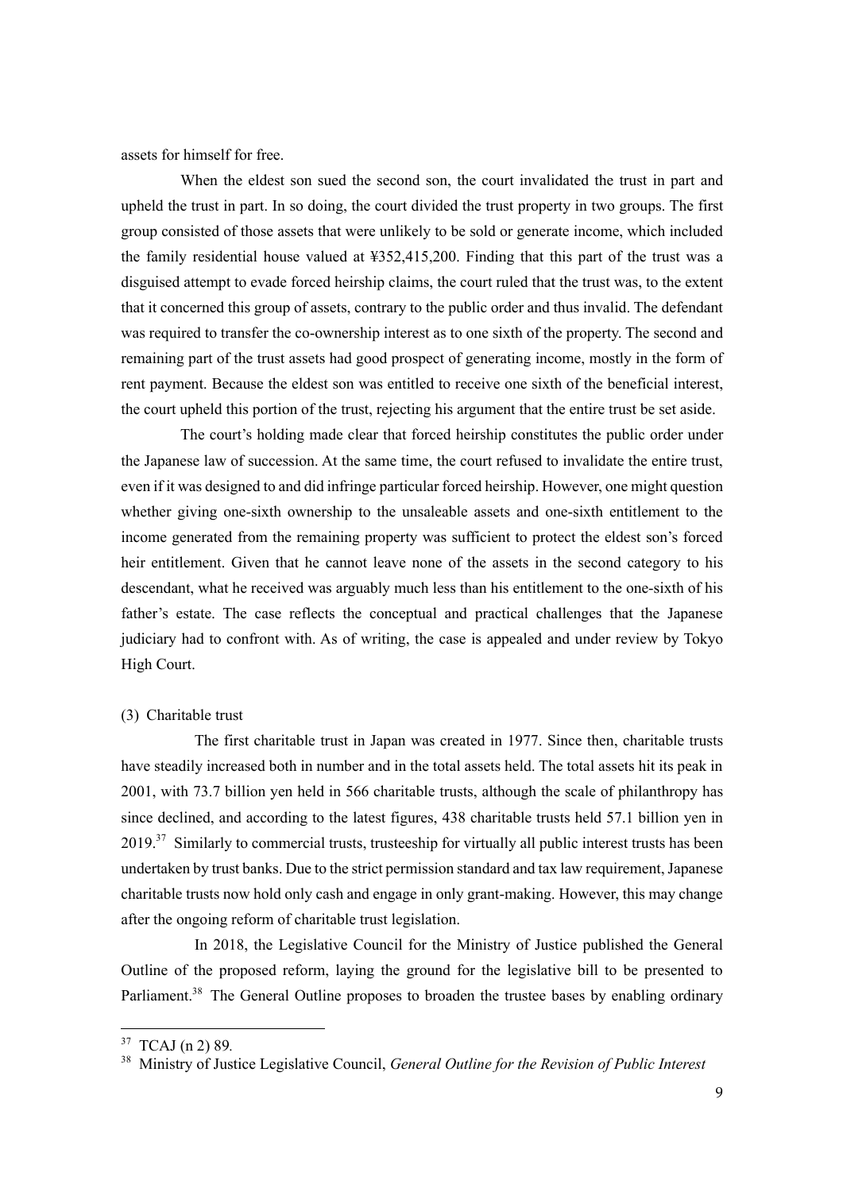assets for himself for free.

When the eldest son sued the second son, the court invalidated the trust in part and upheld the trust in part. In so doing, the court divided the trust property in two groups. The first group consisted of those assets that were unlikely to be sold or generate income, which included the family residential house valued at ¥352,415,200. Finding that this part of the trust was a disguised attempt to evade forced heirship claims, the court ruled that the trust was, to the extent that it concerned this group of assets, contrary to the public order and thus invalid. The defendant was required to transfer the co-ownership interest as to one sixth of the property. The second and remaining part of the trust assets had good prospect of generating income, mostly in the form of rent payment. Because the eldest son was entitled to receive one sixth of the beneficial interest, the court upheld this portion of the trust, rejecting his argument that the entire trust be set aside.

The court's holding made clear that forced heirship constitutes the public order under the Japanese law of succession. At the same time, the court refused to invalidate the entire trust, even if it was designed to and did infringe particular forced heirship. However, one might question whether giving one-sixth ownership to the unsaleable assets and one-sixth entitlement to the income generated from the remaining property was sufficient to protect the eldest son's forced heir entitlement. Given that he cannot leave none of the assets in the second category to his descendant, what he received was arguably much less than his entitlement to the one-sixth of his father's estate. The case reflects the conceptual and practical challenges that the Japanese judiciary had to confront with. As of writing, the case is appealed and under review by Tokyo High Court.

(3) Charitable trust

The first charitable trust in Japan was created in 1977. Since then, charitable trusts have steadily increased both in number and in the total assets held. The total assets hit its peak in 2001, with 73.7 billion yen held in 566 charitable trusts, although the scale of philanthropy has since declined, and according to the latest figures, 438 charitable trusts held 57.1 billion yen in 2019.[37] Similarly to commercial trusts, trusteeship for virtually all public interest trusts has been undertaken by trust banks. Due to the strict permission standard and tax law requirement, Japanese charitable trusts now hold only cash and engage in only grant-making. However, this may change after the ongoing reform of charitable trust legislation.

In 2018, the Legislative Council for the Ministry of Justice published the General Outline of the proposed reform, laying the ground for the legislative bill to be presented to Parliament.[38] The General Outline proposes to broaden the trustee bases by enabling ordinary

---

[37] TCAJ (n 2) 89.

[38] Ministry of Justice Legislative Council, *General Outline for the Revision of Public Interest*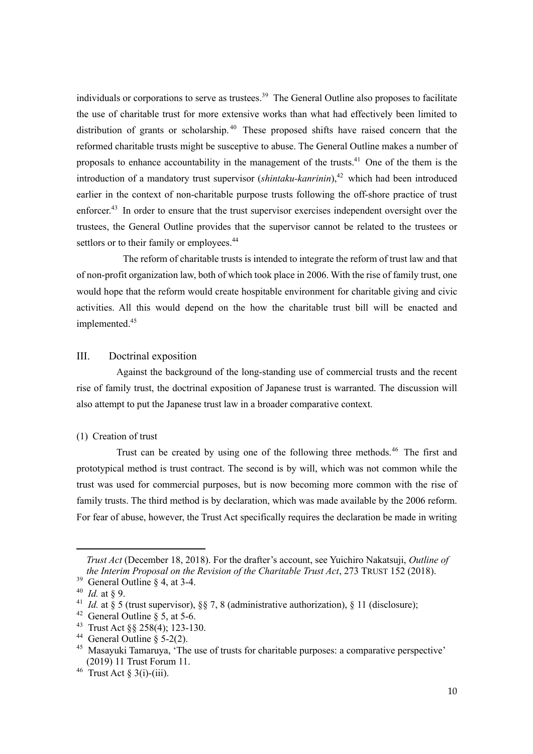individuals or corporations to serve as trustees.[39] The General Outline also proposes to facilitate the use of charitable trust for more extensive works than what had effectively been limited to distribution of grants or scholarship.[40] These proposed shifts have raised concern that the reformed charitable trusts might be susceptive to abuse. The General Outline makes a number of proposals to enhance accountability in the management of the trusts.[41] One of the them is the introduction of a mandatory trust supervisor (*shintaku-kanrinin*),[42] which had been introduced earlier in the context of non-charitable purpose trusts following the off-shore practice of trust enforcer.[43] In order to ensure that the trust supervisor exercises independent oversight over the trustees, the General Outline provides that the supervisor cannot be related to the trustees or settlors or to their family or employees.[44]

The reform of charitable trusts is intended to integrate the reform of trust law and that of non-profit organization law, both of which took place in 2006. With the rise of family trust, one would hope that the reform would create hospitable environment for charitable giving and civic activities. All this would depend on the how the charitable trust bill will be enacted and implemented.[45]

## III. Doctrinal exposition

Against the background of the long-standing use of commercial trusts and the recent rise of family trust, the doctrinal exposition of Japanese trust is warranted. The discussion will also attempt to put the Japanese trust law in a broader comparative context.

### (1) Creation of trust

Trust can be created by using one of the following three methods.[46] The first and prototypical method is trust contract. The second is by will, which was not common while the trust was used for commercial purposes, but is now becoming more common with the rise of family trusts. The third method is by declaration, which was made available by the 2006 reform. For fear of abuse, however, the Trust Act specifically requires the declaration be made in writing

---

*Trust Act* (December 18, 2018). For the drafter's account, see Yuichiro Nakatsuji, *Outline of the Interim Proposal on the Revision of the Charitable Trust Act*, 273 TRUST 152 (2018).

[39] General Outline § 4, at 3-4.

[40] *Id.* at § 9.

[41] *Id.* at § 5 (trust supervisor), §§ 7, 8 (administrative authorization), § 11 (disclosure);

[42] General Outline § 5, at 5-6.

[43] Trust Act §§ 258(4); 123-130.

[44] General Outline § 5-2(2).

[45] Masayuki Tamaruya, 'The use of trusts for charitable purposes: a comparative perspective' (2019) 11 Trust Forum 11.

[46] Trust Act § 3(i)-(iii).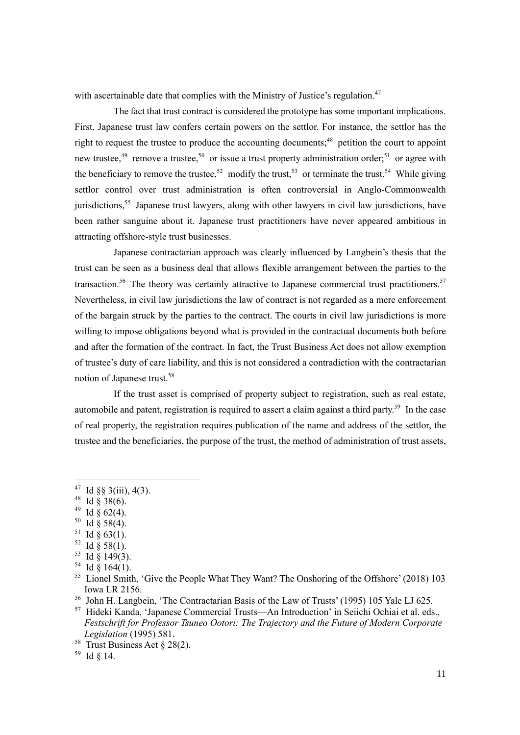with ascertainable date that complies with the Ministry of Justice's regulation.[47]

The fact that trust contract is considered the prototype has some important implications. First, Japanese trust law confers certain powers on the settlor. For instance, the settlor has the right to request the trustee to produce the accounting documents;[48] petition the court to appoint new trustee,[49] remove a trustee,[50] or issue a trust property administration order;[51] or agree with the beneficiary to remove the trustee,[52] modify the trust,[53] or terminate the trust.[54] While giving settlor control over trust administration is often controversial in Anglo-Commonwealth jurisdictions,[55] Japanese trust lawyers, along with other lawyers in civil law jurisdictions, have been rather sanguine about it. Japanese trust practitioners have never appeared ambitious in attracting offshore-style trust businesses.

Japanese contractarian approach was clearly influenced by Langbein's thesis that the trust can be seen as a business deal that allows flexible arrangement between the parties to the transaction.[56] The theory was certainly attractive to Japanese commercial trust practitioners.[57] Nevertheless, in civil law jurisdictions the law of contract is not regarded as a mere enforcement of the bargain struck by the parties to the contract. The courts in civil law jurisdictions is more willing to impose obligations beyond what is provided in the contractual documents both before and after the formation of the contract. In fact, the Trust Business Act does not allow exemption of trustee's duty of care liability, and this is not considered a contradiction with the contractarian notion of Japanese trust.[58]

If the trust asset is comprised of property subject to registration, such as real estate, automobile and patent, registration is required to assert a claim against a third party.[59] In the case of real property, the registration requires publication of the name and address of the settlor, the trustee and the beneficiaries, the purpose of the trust, the method of administration of trust assets,

---

[47] Id §§ 3(iii), 4(3).

[48] Id § 38(6).

[49] Id § 62(4).

[50] Id § 58(4).

[51] Id § 63(1).

[52] Id § 58(1).

[53] Id § 149(3).

[54] Id § 164(1).

[55] Lionel Smith, 'Give the People What They Want? The Onshoring of the Offshore' (2018) 103 Iowa LR 2156.

[56] John H. Langbein, 'The Contractarian Basis of the Law of Trusts' (1995) 105 Yale LJ 625.

[57] Hideki Kanda, 'Japanese Commercial Trusts—An Introduction' in Seiichi Ochiai et al. eds., *Festschrift for Professor Tsuneo Ootori: The Trajectory and the Future of Modern Corporate Legislation* (1995) 581.

[58] Trust Business Act § 28(2).

[59] Id § 14.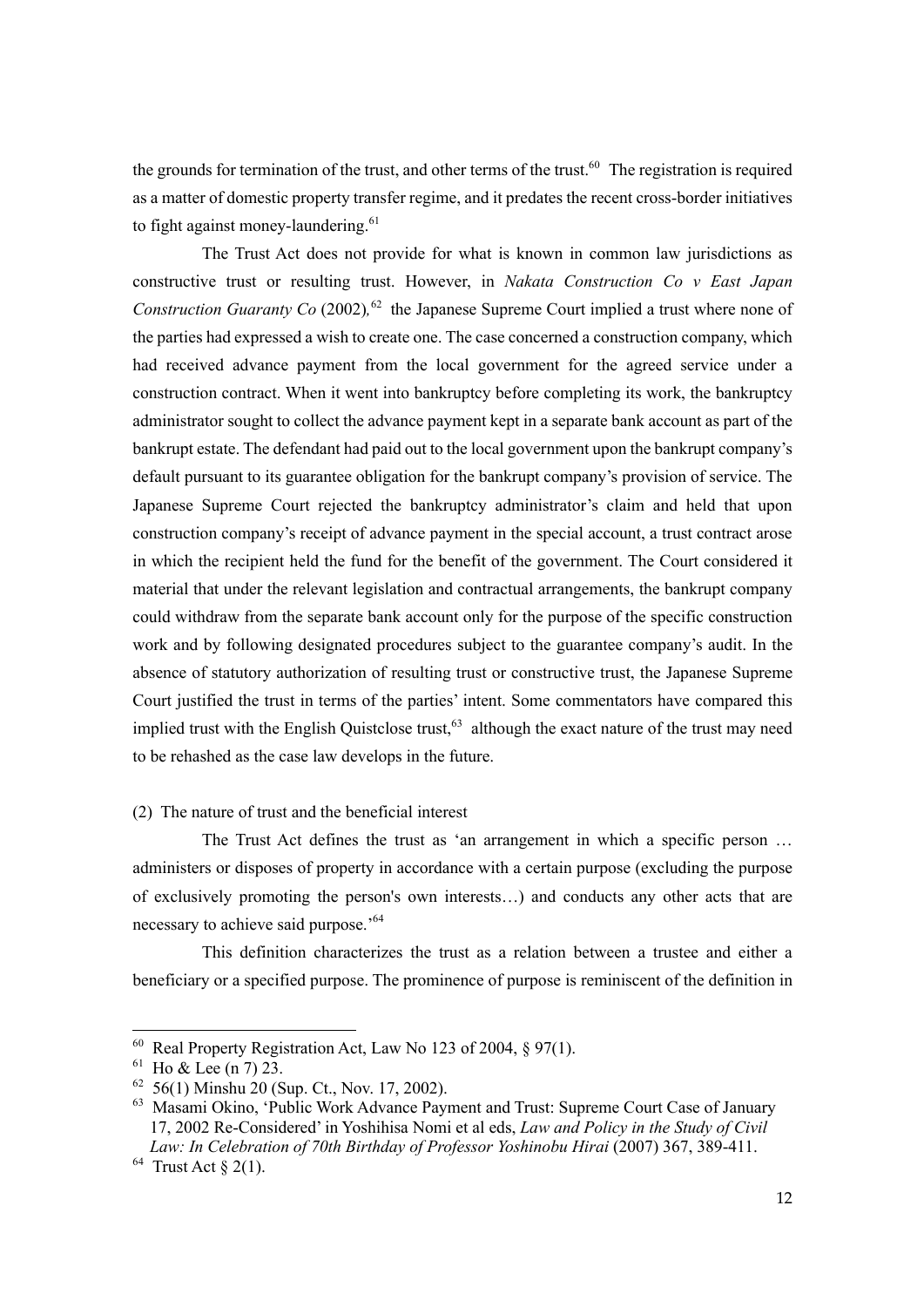the grounds for termination of the trust, and other terms of the trust.[60] The registration is required as a matter of domestic property transfer regime, and it predates the recent cross-border initiatives to fight against money-laundering.[61]

The Trust Act does not provide for what is known in common law jurisdictions as constructive trust or resulting trust. However, in *Nakata Construction Co v East Japan Construction Guaranty Co* (2002),[62] the Japanese Supreme Court implied a trust where none of the parties had expressed a wish to create one. The case concerned a construction company, which had received advance payment from the local government for the agreed service under a construction contract. When it went into bankruptcy before completing its work, the bankruptcy administrator sought to collect the advance payment kept in a separate bank account as part of the bankrupt estate. The defendant had paid out to the local government upon the bankrupt company's default pursuant to its guarantee obligation for the bankrupt company's provision of service. The Japanese Supreme Court rejected the bankruptcy administrator's claim and held that upon construction company's receipt of advance payment in the special account, a trust contract arose in which the recipient held the fund for the benefit of the government. The Court considered it material that under the relevant legislation and contractual arrangements, the bankrupt company could withdraw from the separate bank account only for the purpose of the specific construction work and by following designated procedures subject to the guarantee company's audit. In the absence of statutory authorization of resulting trust or constructive trust, the Japanese Supreme Court justified the trust in terms of the parties' intent. Some commentators have compared this implied trust with the English Quistclose trust,[63] although the exact nature of the trust may need to be rehashed as the case law develops in the future.

(2) The nature of trust and the beneficial interest

The Trust Act defines the trust as 'an arrangement in which a specific person … administers or disposes of property in accordance with a certain purpose (excluding the purpose of exclusively promoting the person's own interests…) and conducts any other acts that are necessary to achieve said purpose.'[64]

This definition characterizes the trust as a relation between a trustee and either a beneficiary or a specified purpose. The prominence of purpose is reminiscent of the definition in

---

[60] Real Property Registration Act, Law No 123 of 2004, § 97(1).

[61] Ho & Lee (n 7) 23.

[62] 56(1) Minshu 20 (Sup. Ct., Nov. 17, 2002).

[63] Masami Okino, 'Public Work Advance Payment and Trust: Supreme Court Case of January 17, 2002 Re-Considered' in Yoshihisa Nomi et al eds, *Law and Policy in the Study of Civil Law: In Celebration of 70th Birthday of Professor Yoshinobu Hirai* (2007) 367, 389-411.

[64] Trust Act § 2(1).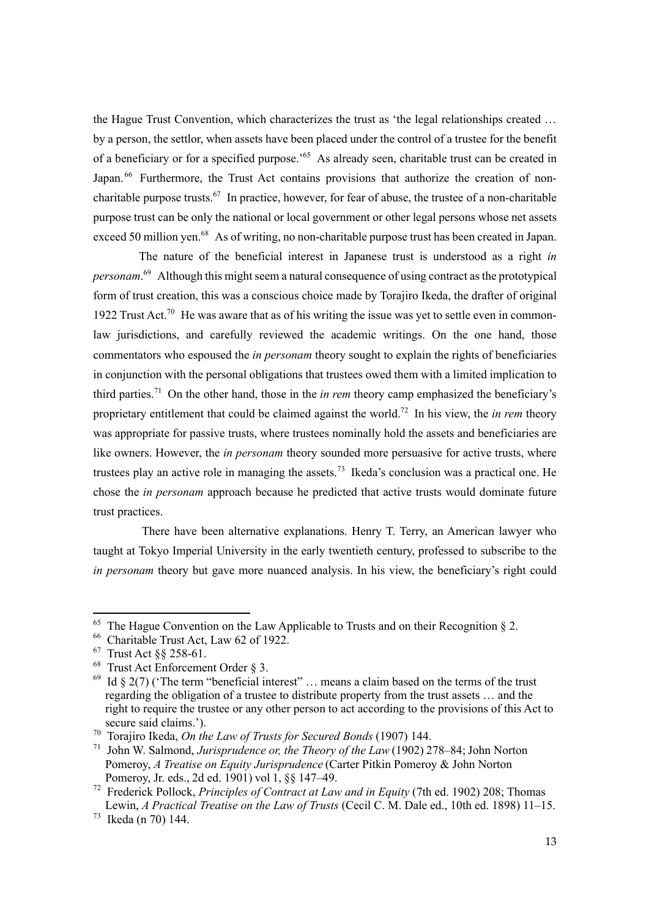the Hague Trust Convention, which characterizes the trust as 'the legal relationships created … by a person, the settlor, when assets have been placed under the control of a trustee for the benefit of a beneficiary or for a specified purpose.'[65] As already seen, charitable trust can be created in Japan.[66] Furthermore, the Trust Act contains provisions that authorize the creation of non-charitable purpose trusts.[67] In practice, however, for fear of abuse, the trustee of a non-charitable purpose trust can be only the national or local government or other legal persons whose net assets exceed 50 million yen.[68] As of writing, no non-charitable purpose trust has been created in Japan.

The nature of the beneficial interest in Japanese trust is understood as a right *in personam*.[69] Although this might seem a natural consequence of using contract as the prototypical form of trust creation, this was a conscious choice made by Torajiro Ikeda, the drafter of original 1922 Trust Act.[70] He was aware that as of his writing the issue was yet to settle even in common-law jurisdictions, and carefully reviewed the academic writings. On the one hand, those commentators who espoused the *in personam* theory sought to explain the rights of beneficiaries in conjunction with the personal obligations that trustees owed them with a limited implication to third parties.[71] On the other hand, those in the *in rem* theory camp emphasized the beneficiary's proprietary entitlement that could be claimed against the world.[72] In his view, the *in rem* theory was appropriate for passive trusts, where trustees nominally hold the assets and beneficiaries are like owners. However, the *in personam* theory sounded more persuasive for active trusts, where trustees play an active role in managing the assets.[73] Ikeda's conclusion was a practical one. He chose the *in personam* approach because he predicted that active trusts would dominate future trust practices.

There have been alternative explanations. Henry T. Terry, an American lawyer who taught at Tokyo Imperial University in the early twentieth century, professed to subscribe to the *in personam* theory but gave more nuanced analysis. In his view, the beneficiary's right could

---

[65] The Hague Convention on the Law Applicable to Trusts and on their Recognition § 2.

[66] Charitable Trust Act, Law 62 of 1922.

[67] Trust Act §§ 258-61.

[68] Trust Act Enforcement Order § 3.

[69] Id § 2(7) ('The term "beneficial interest" … means a claim based on the terms of the trust regarding the obligation of a trustee to distribute property from the trust assets … and the right to require the trustee or any other person to act according to the provisions of this Act to secure said claims.').

[70] Torajiro Ikeda, *On the Law of Trusts for Secured Bonds* (1907) 144.

[71] John W. Salmond, *Jurisprudence or, the Theory of the Law* (1902) 278–84; John Norton Pomeroy, *A Treatise on Equity Jurisprudence* (Carter Pitkin Pomeroy & John Norton Pomeroy, Jr. eds., 2d ed. 1901) vol 1, §§ 147–49.

[72] Frederick Pollock, *Principles of Contract at Law and in Equity* (7th ed. 1902) 208; Thomas Lewin, *A Practical Treatise on the Law of Trusts* (Cecil C. M. Dale ed., 10th ed. 1898) 11–15.

[73] Ikeda (n 70) 144.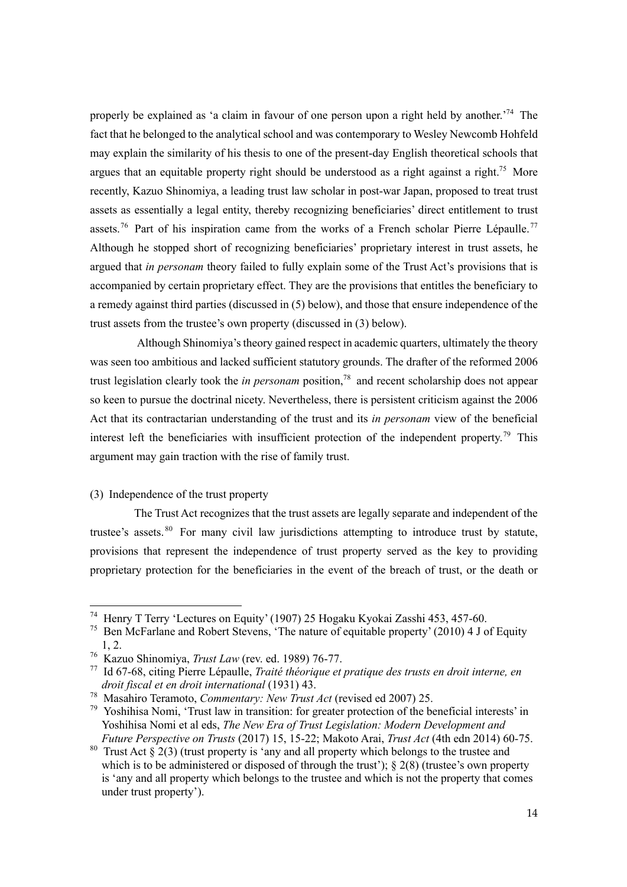properly be explained as 'a claim in favour of one person upon a right held by another.'[74] The fact that he belonged to the analytical school and was contemporary to Wesley Newcomb Hohfeld may explain the similarity of his thesis to one of the present-day English theoretical schools that argues that an equitable property right should be understood as a right against a right.[75] More recently, Kazuo Shinomiya, a leading trust law scholar in post-war Japan, proposed to treat trust assets as essentially a legal entity, thereby recognizing beneficiaries' direct entitlement to trust assets.[76] Part of his inspiration came from the works of a French scholar Pierre Lépaulle.[77] Although he stopped short of recognizing beneficiaries' proprietary interest in trust assets, he argued that *in personam* theory failed to fully explain some of the Trust Act's provisions that is accompanied by certain proprietary effect. They are the provisions that entitles the beneficiary to a remedy against third parties (discussed in (5) below), and those that ensure independence of the trust assets from the trustee's own property (discussed in (3) below).

Although Shinomiya's theory gained respect in academic quarters, ultimately the theory was seen too ambitious and lacked sufficient statutory grounds. The drafter of the reformed 2006 trust legislation clearly took the *in personam* position,[78] and recent scholarship does not appear so keen to pursue the doctrinal nicety. Nevertheless, there is persistent criticism against the 2006 Act that its contractarian understanding of the trust and its *in personam* view of the beneficial interest left the beneficiaries with insufficient protection of the independent property.[79] This argument may gain traction with the rise of family trust.

(3) Independence of the trust property

The Trust Act recognizes that the trust assets are legally separate and independent of the trustee's assets.[80] For many civil law jurisdictions attempting to introduce trust by statute, provisions that represent the independence of trust property served as the key to providing proprietary protection for the beneficiaries in the event of the breach of trust, or the death or

---

[74] Henry T Terry 'Lectures on Equity' (1907) 25 Hogaku Kyokai Zasshi 453, 457-60.

[75] Ben McFarlane and Robert Stevens, 'The nature of equitable property' (2010) 4 J of Equity 1, 2.

[76] Kazuo Shinomiya, *Trust Law* (rev. ed. 1989) 76-77.

[77] Id 67-68, citing Pierre Lépaulle, *Traité théorique et pratique des trusts en droit interne, en droit fiscal et en droit international* (1931) 43.

[78] Masahiro Teramoto, *Commentary: New Trust Act* (revised ed 2007) 25.

[79] Yoshihisa Nomi, 'Trust law in transition: for greater protection of the beneficial interests' in Yoshihisa Nomi et al eds, *The New Era of Trust Legislation: Modern Development and Future Perspective on Trusts* (2017) 15, 15-22; Makoto Arai, *Trust Act* (4th edn 2014) 60-75.

[80] Trust Act § 2(3) (trust property is 'any and all property which belongs to the trustee and which is to be administered or disposed of through the trust'); § 2(8) (trustee's own property is 'any and all property which belongs to the trustee and which is not the property that comes under trust property').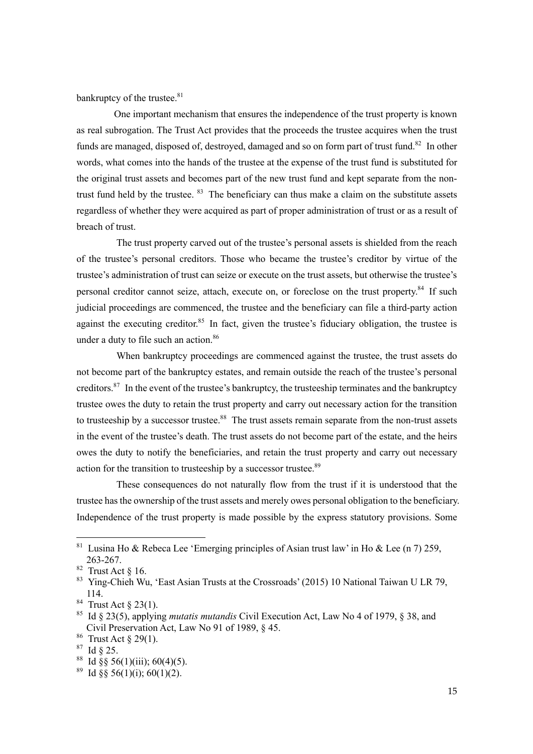bankruptcy of the trustee.[81]

One important mechanism that ensures the independence of the trust property is known as real subrogation. The Trust Act provides that the proceeds the trustee acquires when the trust funds are managed, disposed of, destroyed, damaged and so on form part of trust fund.[82] In other words, what comes into the hands of the trustee at the expense of the trust fund is substituted for the original trust assets and becomes part of the new trust fund and kept separate from the non-trust fund held by the trustee.[83] The beneficiary can thus make a claim on the substitute assets regardless of whether they were acquired as part of proper administration of trust or as a result of breach of trust.

The trust property carved out of the trustee's personal assets is shielded from the reach of the trustee's personal creditors. Those who became the trustee's creditor by virtue of the trustee's administration of trust can seize or execute on the trust assets, but otherwise the trustee's personal creditor cannot seize, attach, execute on, or foreclose on the trust property.[84] If such judicial proceedings are commenced, the trustee and the beneficiary can file a third-party action against the executing creditor.[85] In fact, given the trustee's fiduciary obligation, the trustee is under a duty to file such an action.[86]

When bankruptcy proceedings are commenced against the trustee, the trust assets do not become part of the bankruptcy estates, and remain outside the reach of the trustee's personal creditors.[87] In the event of the trustee's bankruptcy, the trusteeship terminates and the bankruptcy trustee owes the duty to retain the trust property and carry out necessary action for the transition to trusteeship by a successor trustee.[88] The trust assets remain separate from the non-trust assets in the event of the trustee's death. The trust assets do not become part of the estate, and the heirs owes the duty to notify the beneficiaries, and retain the trust property and carry out necessary action for the transition to trusteeship by a successor trustee.[89]

These consequences do not naturally flow from the trust if it is understood that the trustee has the ownership of the trust assets and merely owes personal obligation to the beneficiary. Independence of the trust property is made possible by the express statutory provisions. Some

---

[81] Lusina Ho & Rebeca Lee 'Emerging principles of Asian trust law' in Ho & Lee (n 7) 259, 263-267.

[82] Trust Act § 16.

[83] Ying-Chieh Wu, 'East Asian Trusts at the Crossroads' (2015) 10 National Taiwan U LR 79, 114.

[84] Trust Act § 23(1).

[85] Id § 23(5), applying *mutatis mutandis* Civil Execution Act, Law No 4 of 1979, § 38, and Civil Preservation Act, Law No 91 of 1989, § 45.

[86] Trust Act § 29(1).

[87] Id § 25.

[88] Id §§ 56(1)(iii); 60(4)(5).

[89] Id §§ 56(1)(i); 60(1)(2).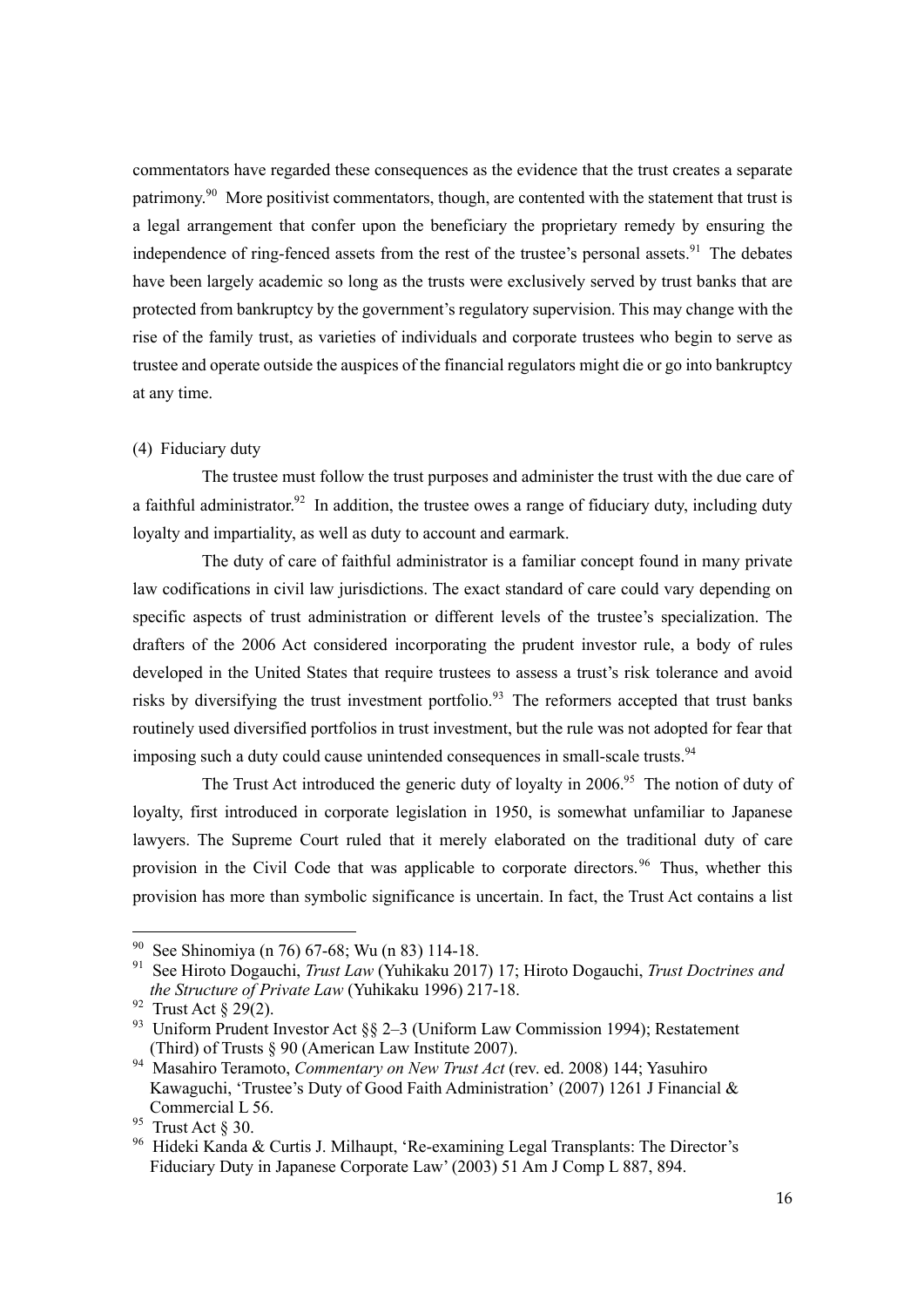commentators have regarded these consequences as the evidence that the trust creates a separate patrimony.[90] More positivist commentators, though, are contented with the statement that trust is a legal arrangement that confer upon the beneficiary the proprietary remedy by ensuring the independence of ring-fenced assets from the rest of the trustee's personal assets.[91] The debates have been largely academic so long as the trusts were exclusively served by trust banks that are protected from bankruptcy by the government's regulatory supervision. This may change with the rise of the family trust, as varieties of individuals and corporate trustees who begin to serve as trustee and operate outside the auspices of the financial regulators might die or go into bankruptcy at any time.

(4) Fiduciary duty

The trustee must follow the trust purposes and administer the trust with the due care of a faithful administrator.[92] In addition, the trustee owes a range of fiduciary duty, including duty loyalty and impartiality, as well as duty to account and earmark.

The duty of care of faithful administrator is a familiar concept found in many private law codifications in civil law jurisdictions. The exact standard of care could vary depending on specific aspects of trust administration or different levels of the trustee's specialization. The drafters of the 2006 Act considered incorporating the prudent investor rule, a body of rules developed in the United States that require trustees to assess a trust's risk tolerance and avoid risks by diversifying the trust investment portfolio.[93] The reformers accepted that trust banks routinely used diversified portfolios in trust investment, but the rule was not adopted for fear that imposing such a duty could cause unintended consequences in small-scale trusts.[94]

The Trust Act introduced the generic duty of loyalty in 2006.[95] The notion of duty of loyalty, first introduced in corporate legislation in 1950, is somewhat unfamiliar to Japanese lawyers. The Supreme Court ruled that it merely elaborated on the traditional duty of care provision in the Civil Code that was applicable to corporate directors.[96] Thus, whether this provision has more than symbolic significance is uncertain. In fact, the Trust Act contains a list

---

[90] See Shinomiya (n 76) 67-68; Wu (n 83) 114-18.

[91] See Hiroto Dogauchi, *Trust Law* (Yuhikaku 2017) 17; Hiroto Dogauchi, *Trust Doctrines and the Structure of Private Law* (Yuhikaku 1996) 217-18.

[92] Trust Act § 29(2).

[93] Uniform Prudent Investor Act §§ 2–3 (Uniform Law Commission 1994); Restatement (Third) of Trusts § 90 (American Law Institute 2007).

[94] Masahiro Teramoto, *Commentary on New Trust Act* (rev. ed. 2008) 144; Yasuhiro Kawaguchi, 'Trustee's Duty of Good Faith Administration' (2007) 1261 J Financial & Commercial L 56.

[95] Trust Act § 30.

[96] Hideki Kanda & Curtis J. Milhaupt, 'Re-examining Legal Transplants: The Director's Fiduciary Duty in Japanese Corporate Law' (2003) 51 Am J Comp L 887, 894.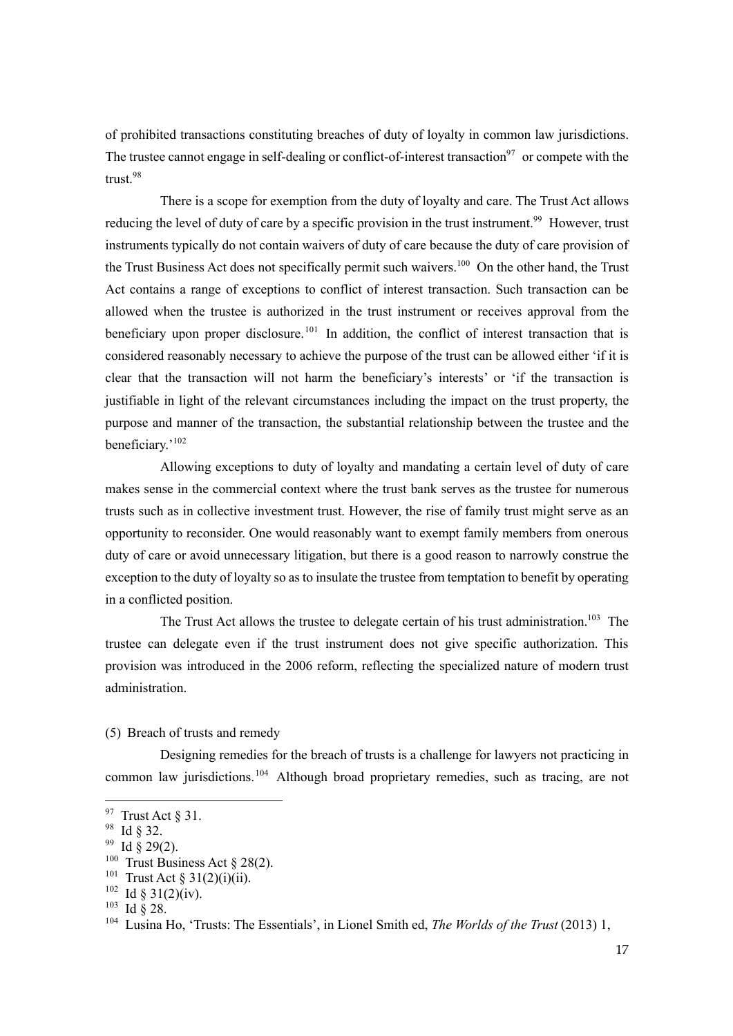of prohibited transactions constituting breaches of duty of loyalty in common law jurisdictions. The trustee cannot engage in self-dealing or conflict-of-interest transaction[97] or compete with the trust.[98]

There is a scope for exemption from the duty of loyalty and care. The Trust Act allows reducing the level of duty of care by a specific provision in the trust instrument.[99] However, trust instruments typically do not contain waivers of duty of care because the duty of care provision of the Trust Business Act does not specifically permit such waivers.[100] On the other hand, the Trust Act contains a range of exceptions to conflict of interest transaction. Such transaction can be allowed when the trustee is authorized in the trust instrument or receives approval from the beneficiary upon proper disclosure.[101] In addition, the conflict of interest transaction that is considered reasonably necessary to achieve the purpose of the trust can be allowed either 'if it is clear that the transaction will not harm the beneficiary's interests' or 'if the transaction is justifiable in light of the relevant circumstances including the impact on the trust property, the purpose and manner of the transaction, the substantial relationship between the trustee and the beneficiary.'[102]

Allowing exceptions to duty of loyalty and mandating a certain level of duty of care makes sense in the commercial context where the trust bank serves as the trustee for numerous trusts such as in collective investment trust. However, the rise of family trust might serve as an opportunity to reconsider. One would reasonably want to exempt family members from onerous duty of care or avoid unnecessary litigation, but there is a good reason to narrowly construe the exception to the duty of loyalty so as to insulate the trustee from temptation to benefit by operating in a conflicted position.

The Trust Act allows the trustee to delegate certain of his trust administration.[103] The trustee can delegate even if the trust instrument does not give specific authorization. This provision was introduced in the 2006 reform, reflecting the specialized nature of modern trust administration.

(5) Breach of trusts and remedy

Designing remedies for the breach of trusts is a challenge for lawyers not practicing in common law jurisdictions.[104] Although broad proprietary remedies, such as tracing, are not

---

[97] Trust Act § 31.
[98] Id § 32.
[99] Id § 29(2).
[100] Trust Business Act § 28(2).
[101] Trust Act § 31(2)(i)(ii).
[102] Id § 31(2)(iv).
[103] Id § 28.
[104] Lusina Ho, 'Trusts: The Essentials', in Lionel Smith ed, *The Worlds of the Trust* (2013) 1,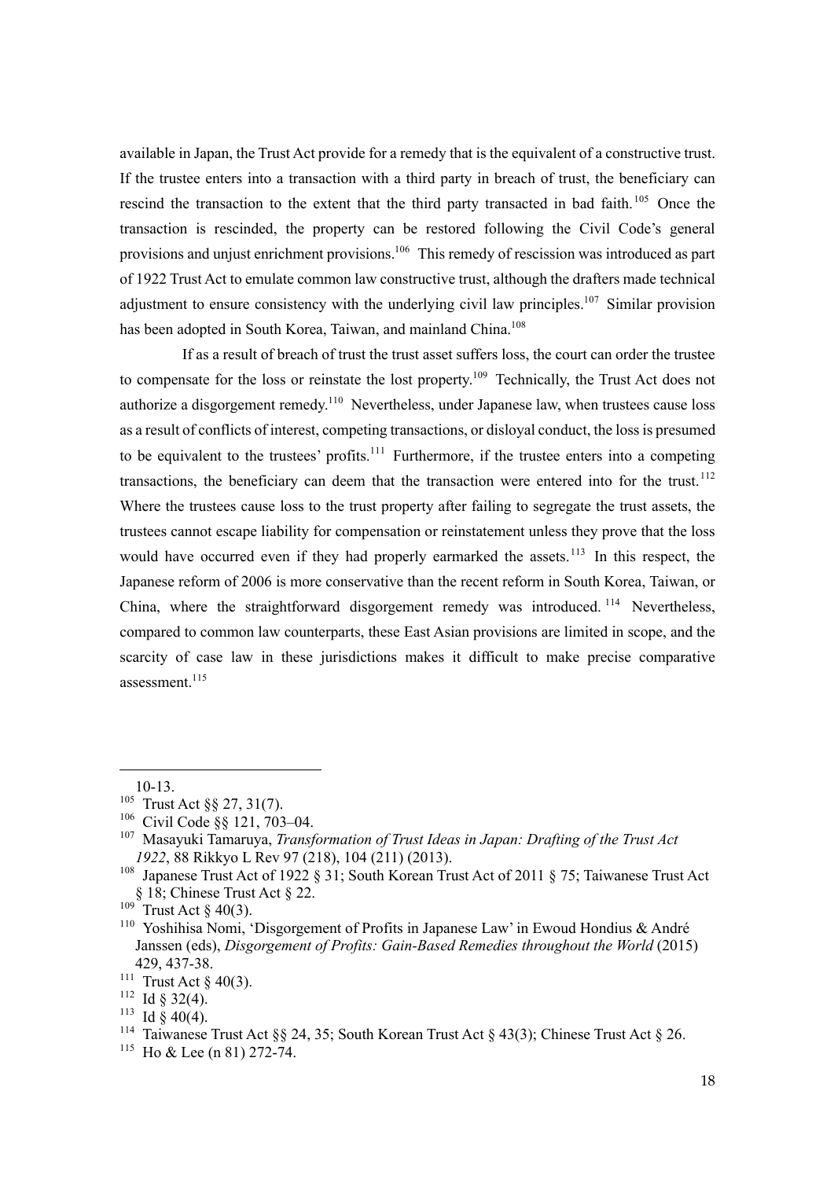available in Japan, the Trust Act provide for a remedy that is the equivalent of a constructive trust. If the trustee enters into a transaction with a third party in breach of trust, the beneficiary can rescind the transaction to the extent that the third party transacted in bad faith.[105] Once the transaction is rescinded, the property can be restored following the Civil Code's general provisions and unjust enrichment provisions.[106] This remedy of rescission was introduced as part of 1922 Trust Act to emulate common law constructive trust, although the drafters made technical adjustment to ensure consistency with the underlying civil law principles.[107] Similar provision has been adopted in South Korea, Taiwan, and mainland China.[108]

If as a result of breach of trust the trust asset suffers loss, the court can order the trustee to compensate for the loss or reinstate the lost property.[109] Technically, the Trust Act does not authorize a disgorgement remedy.[110] Nevertheless, under Japanese law, when trustees cause loss as a result of conflicts of interest, competing transactions, or disloyal conduct, the loss is presumed to be equivalent to the trustees' profits.[111] Furthermore, if the trustee enters into a competing transactions, the beneficiary can deem that the transaction were entered into for the trust.[112] Where the trustees cause loss to the trust property after failing to segregate the trust assets, the trustees cannot escape liability for compensation or reinstatement unless they prove that the loss would have occurred even if they had properly earmarked the assets.[113] In this respect, the Japanese reform of 2006 is more conservative than the recent reform in South Korea, Taiwan, or China, where the straightforward disgorgement remedy was introduced.[114] Nevertheless, compared to common law counterparts, these East Asian provisions are limited in scope, and the scarcity of case law in these jurisdictions makes it difficult to make precise comparative assessment.[115]

---

10-13.

[105] Trust Act §§ 27, 31(7).

[106] Civil Code §§ 121, 703–04.

[107] Masayuki Tamaruya, *Transformation of Trust Ideas in Japan: Drafting of the Trust Act 1922*, 88 Rikkyo L Rev 97 (218), 104 (211) (2013).

[108] Japanese Trust Act of 1922 § 31; South Korean Trust Act of 2011 § 75; Taiwanese Trust Act § 18; Chinese Trust Act § 22.

[109] Trust Act § 40(3).

[110] Yoshihisa Nomi, 'Disgorgement of Profits in Japanese Law' in Ewoud Hondius & André Janssen (eds), *Disgorgement of Profits: Gain-Based Remedies throughout the World* (2015) 429, 437-38.

[111] Trust Act § 40(3).

[112] Id § 32(4).

[113] Id § 40(4).

[114] Taiwanese Trust Act §§ 24, 35; South Korean Trust Act § 43(3); Chinese Trust Act § 26.

[115] Ho & Lee (n 81) 272-74.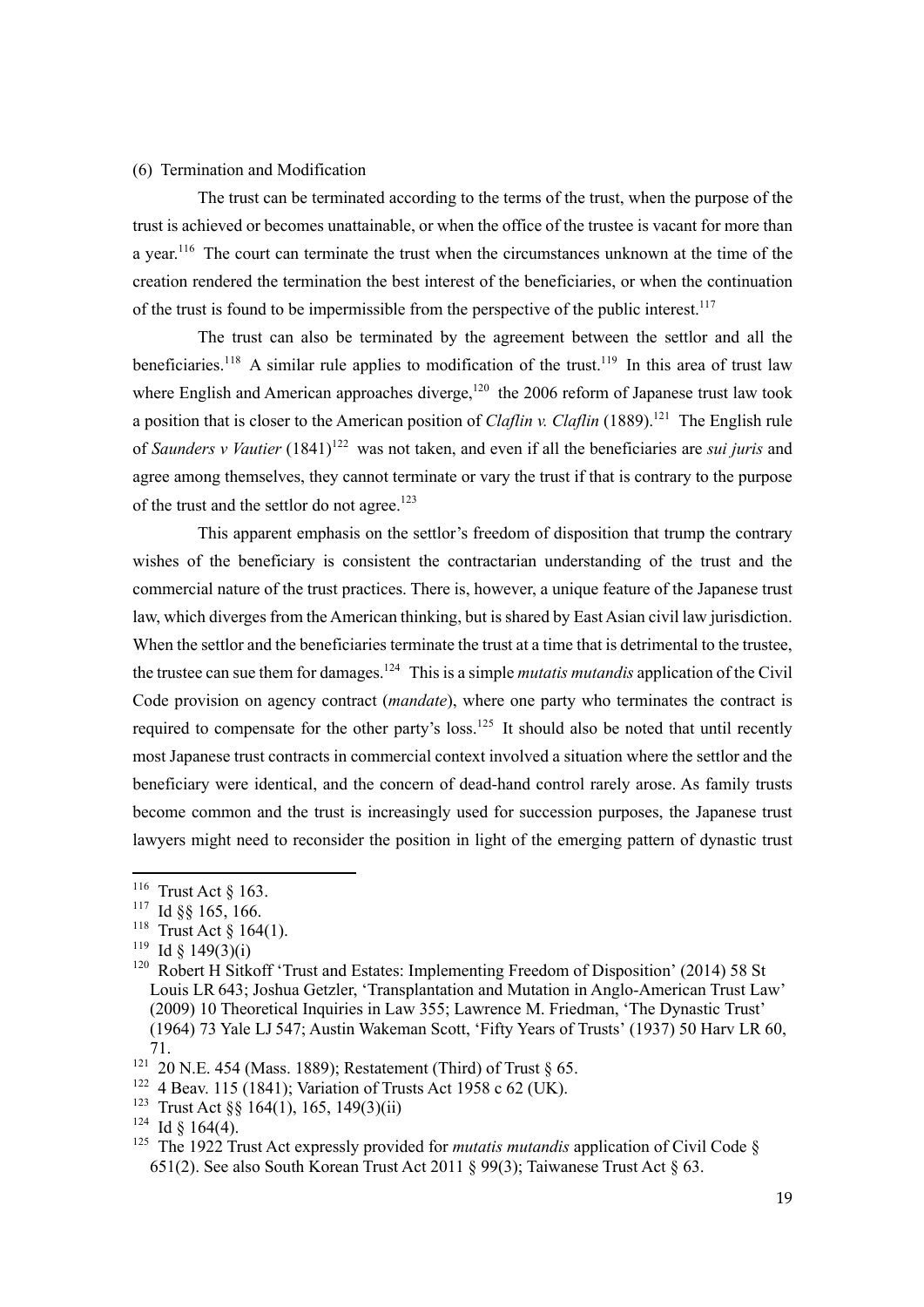(6) Termination and Modification

The trust can be terminated according to the terms of the trust, when the purpose of the trust is achieved or becomes unattainable, or when the office of the trustee is vacant for more than a year.[116] The court can terminate the trust when the circumstances unknown at the time of the creation rendered the termination the best interest of the beneficiaries, or when the continuation of the trust is found to be impermissible from the perspective of the public interest.[117]

The trust can also be terminated by the agreement between the settlor and all the beneficiaries.[118] A similar rule applies to modification of the trust.[119] In this area of trust law where English and American approaches diverge,[120] the 2006 reform of Japanese trust law took a position that is closer to the American position of *Claflin v. Claflin* (1889).[121] The English rule of *Saunders v Vautier* (1841)[122] was not taken, and even if all the beneficiaries are *sui juris* and agree among themselves, they cannot terminate or vary the trust if that is contrary to the purpose of the trust and the settlor do not agree.[123]

This apparent emphasis on the settlor's freedom of disposition that trump the contrary wishes of the beneficiary is consistent the contractarian understanding of the trust and the commercial nature of the trust practices. There is, however, a unique feature of the Japanese trust law, which diverges from the American thinking, but is shared by East Asian civil law jurisdiction. When the settlor and the beneficiaries terminate the trust at a time that is detrimental to the trustee, the trustee can sue them for damages.[124] This is a simple *mutatis mutandis* application of the Civil Code provision on agency contract (*mandate*), where one party who terminates the contract is required to compensate for the other party's loss.[125] It should also be noted that until recently most Japanese trust contracts in commercial context involved a situation where the settlor and the beneficiary were identical, and the concern of dead-hand control rarely arose. As family trusts become common and the trust is increasingly used for succession purposes, the Japanese trust lawyers might need to reconsider the position in light of the emerging pattern of dynastic trust

---

[116] Trust Act § 163.

[117] Id §§ 165, 166.

[118] Trust Act § 164(1).

[119] Id § 149(3)(i)

[120] Robert H Sitkoff 'Trust and Estates: Implementing Freedom of Disposition' (2014) 58 St Louis LR 643; Joshua Getzler, 'Transplantation and Mutation in Anglo-American Trust Law' (2009) 10 Theoretical Inquiries in Law 355; Lawrence M. Friedman, 'The Dynastic Trust' (1964) 73 Yale LJ 547; Austin Wakeman Scott, 'Fifty Years of Trusts' (1937) 50 Harv LR 60, 71.

[121] 20 N.E. 454 (Mass. 1889); Restatement (Third) of Trust § 65.

[122] 4 Beav. 115 (1841); Variation of Trusts Act 1958 c 62 (UK).

[123] Trust Act §§ 164(1), 165, 149(3)(ii)

[124] Id § 164(4).

[125] The 1922 Trust Act expressly provided for *mutatis mutandis* application of Civil Code § 651(2). See also South Korean Trust Act 2011 § 99(3); Taiwanese Trust Act § 63.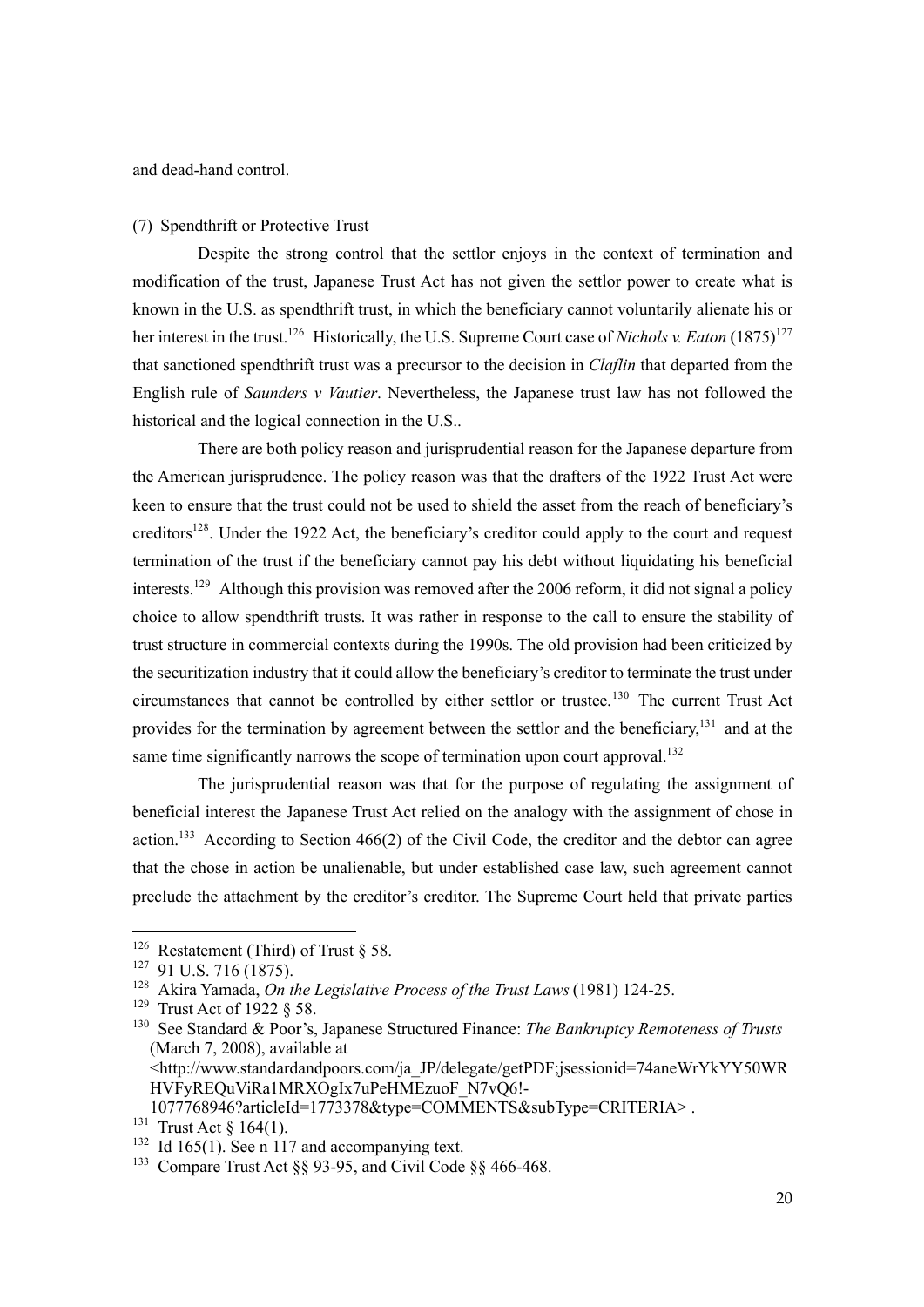and dead-hand control.

(7) Spendthrift or Protective Trust

Despite the strong control that the settlor enjoys in the context of termination and modification of the trust, Japanese Trust Act has not given the settlor power to create what is known in the U.S. as spendthrift trust, in which the beneficiary cannot voluntarily alienate his or her interest in the trust.[126] Historically, the U.S. Supreme Court case of *Nichols v. Eaton* (1875)[127] that sanctioned spendthrift trust was a precursor to the decision in *Claflin* that departed from the English rule of *Saunders v Vautier*. Nevertheless, the Japanese trust law has not followed the historical and the logical connection in the U.S..

There are both policy reason and jurisprudential reason for the Japanese departure from the American jurisprudence. The policy reason was that the drafters of the 1922 Trust Act were keen to ensure that the trust could not be used to shield the asset from the reach of beneficiary's creditors[128]. Under the 1922 Act, the beneficiary's creditor could apply to the court and request termination of the trust if the beneficiary cannot pay his debt without liquidating his beneficial interests.[129] Although this provision was removed after the 2006 reform, it did not signal a policy choice to allow spendthrift trusts. It was rather in response to the call to ensure the stability of trust structure in commercial contexts during the 1990s. The old provision had been criticized by the securitization industry that it could allow the beneficiary's creditor to terminate the trust under circumstances that cannot be controlled by either settlor or trustee.[130] The current Trust Act provides for the termination by agreement between the settlor and the beneficiary,[131] and at the same time significantly narrows the scope of termination upon court approval.[132]

The jurisprudential reason was that for the purpose of regulating the assignment of beneficial interest the Japanese Trust Act relied on the analogy with the assignment of chose in action.[133] According to Section 466(2) of the Civil Code, the creditor and the debtor can agree that the chose in action be unalienable, but under established case law, such agreement cannot preclude the attachment by the creditor's creditor. The Supreme Court held that private parties

---

[126] Restatement (Third) of Trust § 58.

[127] 91 U.S. 716 (1875).

[128] Akira Yamada, *On the Legislative Process of the Trust Laws* (1981) 124-25.

[129] Trust Act of 1922 § 58.

[130] See Standard & Poor's, Japanese Structured Finance: *The Bankruptcy Remoteness of Trusts* (March 7, 2008), available at <http://www.standardandpoors.com/ja_JP/delegate/getPDF;jsessionid=74aneWrYkYY50WRHVFyREQuViRa1MRXOgIx7uPeHMEzuoF_N7vQ6!-1077768946?articleId=1773378&type=COMMENTS&subType=CRITERIA> .

[131] Trust Act § 164(1).

[132] Id 165(1). See n 117 and accompanying text.

[133] Compare Trust Act §§ 93-95, and Civil Code §§ 466-468.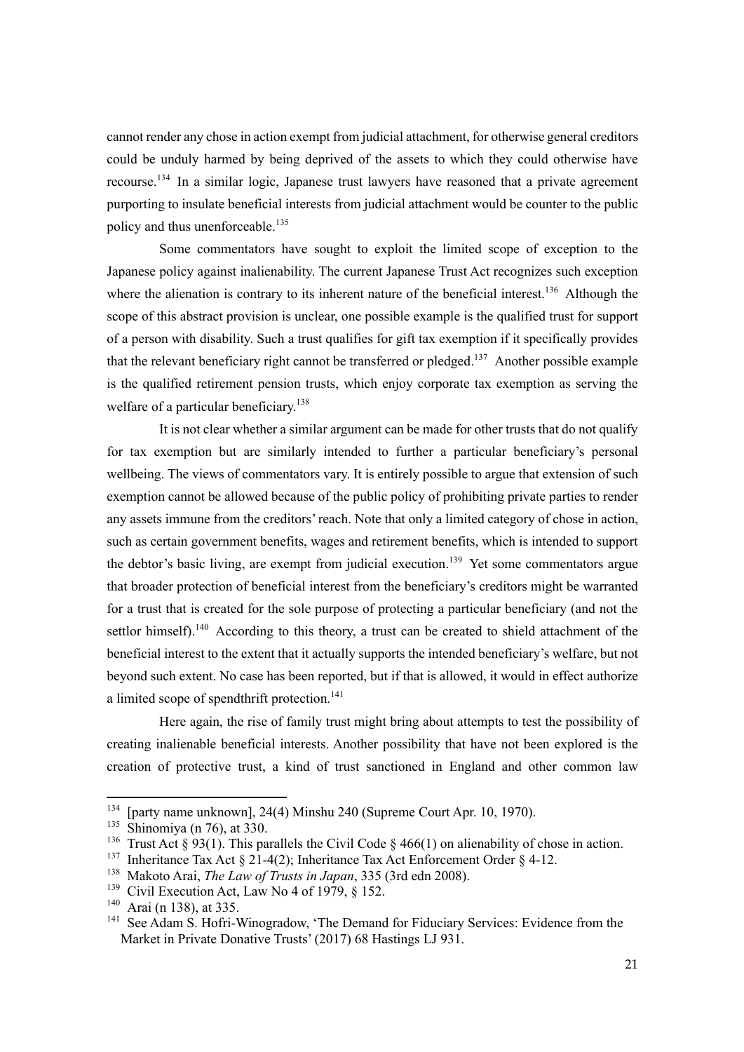cannot render any chose in action exempt from judicial attachment, for otherwise general creditors could be unduly harmed by being deprived of the assets to which they could otherwise have recourse.[134] In a similar logic, Japanese trust lawyers have reasoned that a private agreement purporting to insulate beneficial interests from judicial attachment would be counter to the public policy and thus unenforceable.[135]

Some commentators have sought to exploit the limited scope of exception to the Japanese policy against inalienability. The current Japanese Trust Act recognizes such exception where the alienation is contrary to its inherent nature of the beneficial interest.[136] Although the scope of this abstract provision is unclear, one possible example is the qualified trust for support of a person with disability. Such a trust qualifies for gift tax exemption if it specifically provides that the relevant beneficiary right cannot be transferred or pledged.[137] Another possible example is the qualified retirement pension trusts, which enjoy corporate tax exemption as serving the welfare of a particular beneficiary.[138]

It is not clear whether a similar argument can be made for other trusts that do not qualify for tax exemption but are similarly intended to further a particular beneficiary's personal wellbeing. The views of commentators vary. It is entirely possible to argue that extension of such exemption cannot be allowed because of the public policy of prohibiting private parties to render any assets immune from the creditors' reach. Note that only a limited category of chose in action, such as certain government benefits, wages and retirement benefits, which is intended to support the debtor's basic living, are exempt from judicial execution.[139] Yet some commentators argue that broader protection of beneficial interest from the beneficiary's creditors might be warranted for a trust that is created for the sole purpose of protecting a particular beneficiary (and not the settlor himself).[140] According to this theory, a trust can be created to shield attachment of the beneficial interest to the extent that it actually supports the intended beneficiary's welfare, but not beyond such extent. No case has been reported, but if that is allowed, it would in effect authorize a limited scope of spendthrift protection.[141]

Here again, the rise of family trust might bring about attempts to test the possibility of creating inalienable beneficial interests. Another possibility that have not been explored is the creation of protective trust, a kind of trust sanctioned in England and other common law

---

[134] [party name unknown], 24(4) Minshu 240 (Supreme Court Apr. 10, 1970).

[135] Shinomiya (n 76), at 330.

[136] Trust Act § 93(1). This parallels the Civil Code § 466(1) on alienability of chose in action.

[137] Inheritance Tax Act § 21-4(2); Inheritance Tax Act Enforcement Order § 4-12.

[138] Makoto Arai, *The Law of Trusts in Japan*, 335 (3rd edn 2008).

[139] Civil Execution Act, Law No 4 of 1979, § 152.

[140] Arai (n 138), at 335.

[141] See Adam S. Hofri-Winogradow, 'The Demand for Fiduciary Services: Evidence from the Market in Private Donative Trusts' (2017) 68 Hastings LJ 931.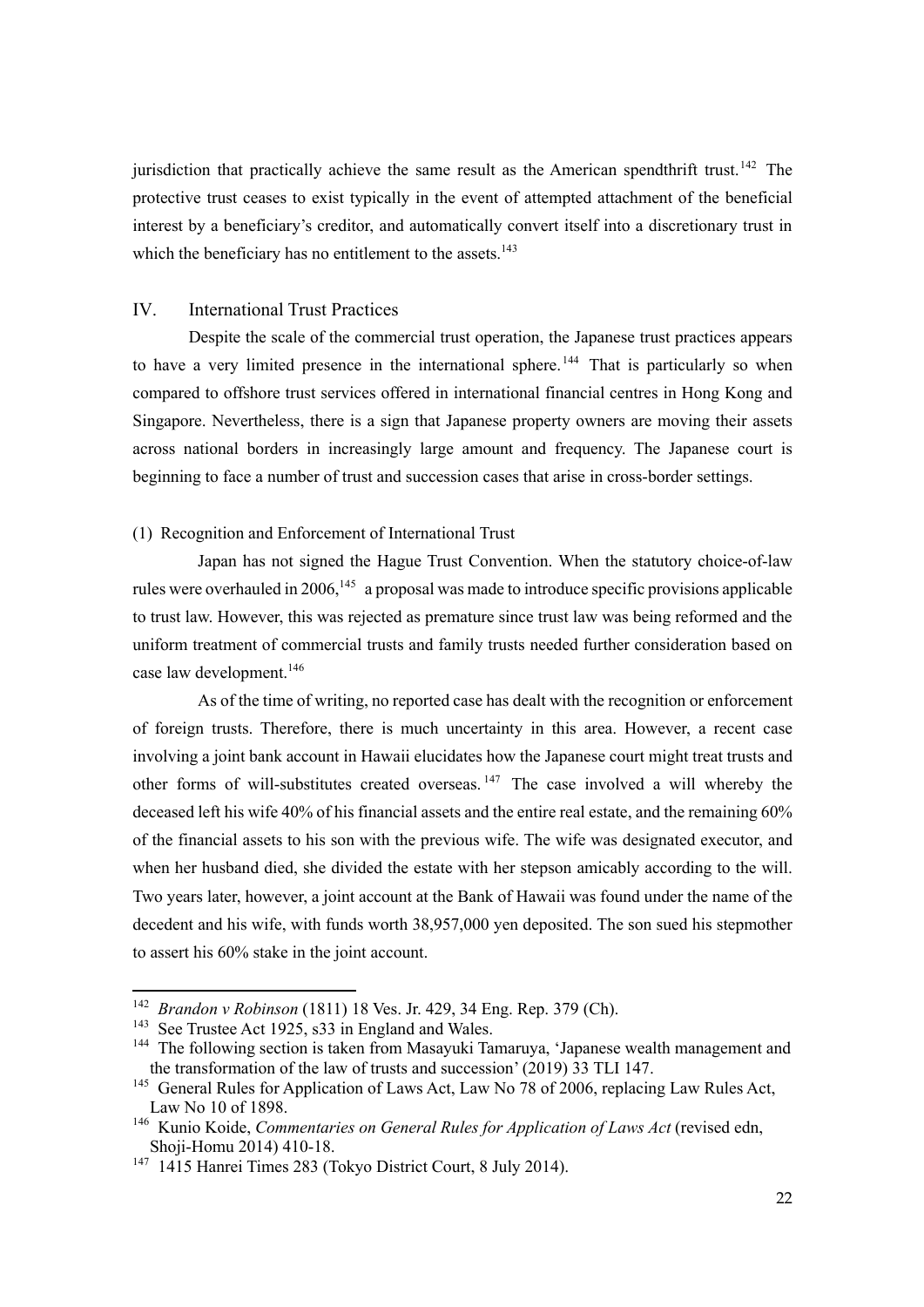jurisdiction that practically achieve the same result as the American spendthrift trust.[142] The protective trust ceases to exist typically in the event of attempted attachment of the beneficial interest by a beneficiary's creditor, and automatically convert itself into a discretionary trust in which the beneficiary has no entitlement to the assets.[143]

## IV. International Trust Practices

Despite the scale of the commercial trust operation, the Japanese trust practices appears to have a very limited presence in the international sphere.[144] That is particularly so when compared to offshore trust services offered in international financial centres in Hong Kong and Singapore. Nevertheless, there is a sign that Japanese property owners are moving their assets across national borders in increasingly large amount and frequency. The Japanese court is beginning to face a number of trust and succession cases that arise in cross-border settings.

### (1) Recognition and Enforcement of International Trust

Japan has not signed the Hague Trust Convention. When the statutory choice-of-law rules were overhauled in 2006,[145] a proposal was made to introduce specific provisions applicable to trust law. However, this was rejected as premature since trust law was being reformed and the uniform treatment of commercial trusts and family trusts needed further consideration based on case law development.[146]

As of the time of writing, no reported case has dealt with the recognition or enforcement of foreign trusts. Therefore, there is much uncertainty in this area. However, a recent case involving a joint bank account in Hawaii elucidates how the Japanese court might treat trusts and other forms of will-substitutes created overseas.[147] The case involved a will whereby the deceased left his wife 40% of his financial assets and the entire real estate, and the remaining 60% of the financial assets to his son with the previous wife. The wife was designated executor, and when her husband died, she divided the estate with her stepson amicably according to the will. Two years later, however, a joint account at the Bank of Hawaii was found under the name of the decedent and his wife, with funds worth 38,957,000 yen deposited. The son sued his stepmother to assert his 60% stake in the joint account.

---

[142] *Brandon v Robinson* (1811) 18 Ves. Jr. 429, 34 Eng. Rep. 379 (Ch).

[143] See Trustee Act 1925, s33 in England and Wales.

[144] The following section is taken from Masayuki Tamaruya, 'Japanese wealth management and the transformation of the law of trusts and succession' (2019) 33 TLI 147.

[145] General Rules for Application of Laws Act, Law No 78 of 2006, replacing Law Rules Act, Law No 10 of 1898.

[146] Kunio Koide, *Commentaries on General Rules for Application of Laws Act* (revised edn, Shoji-Homu 2014) 410-18.

[147] 1415 Hanrei Times 283 (Tokyo District Court, 8 July 2014).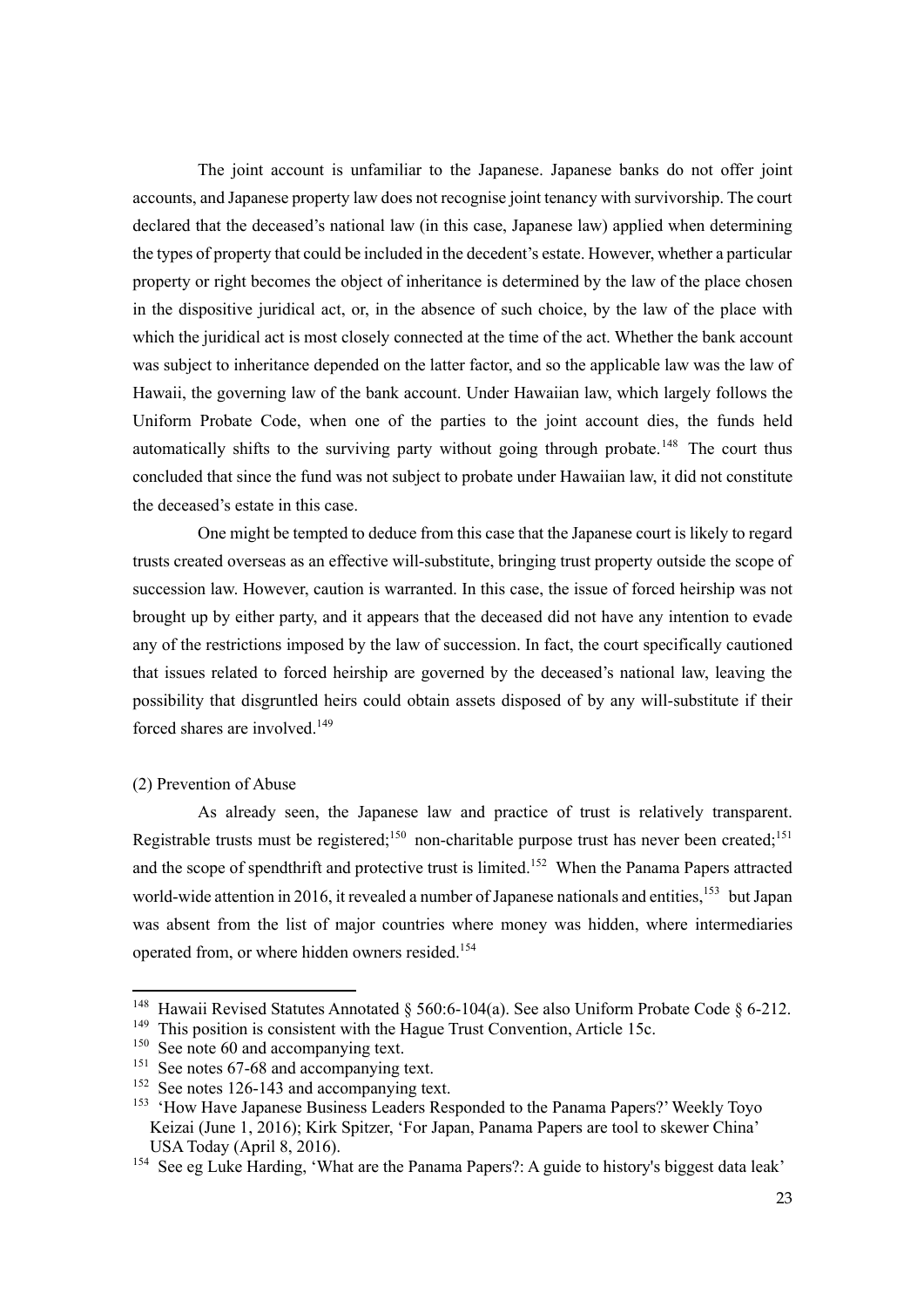The joint account is unfamiliar to the Japanese. Japanese banks do not offer joint accounts, and Japanese property law does not recognise joint tenancy with survivorship. The court declared that the deceased's national law (in this case, Japanese law) applied when determining the types of property that could be included in the decedent's estate. However, whether a particular property or right becomes the object of inheritance is determined by the law of the place chosen in the dispositive juridical act, or, in the absence of such choice, by the law of the place with which the juridical act is most closely connected at the time of the act. Whether the bank account was subject to inheritance depended on the latter factor, and so the applicable law was the law of Hawaii, the governing law of the bank account. Under Hawaiian law, which largely follows the Uniform Probate Code, when one of the parties to the joint account dies, the funds held automatically shifts to the surviving party without going through probate.[148] The court thus concluded that since the fund was not subject to probate under Hawaiian law, it did not constitute the deceased's estate in this case.

One might be tempted to deduce from this case that the Japanese court is likely to regard trusts created overseas as an effective will-substitute, bringing trust property outside the scope of succession law. However, caution is warranted. In this case, the issue of forced heirship was not brought up by either party, and it appears that the deceased did not have any intention to evade any of the restrictions imposed by the law of succession. In fact, the court specifically cautioned that issues related to forced heirship are governed by the deceased's national law, leaving the possibility that disgruntled heirs could obtain assets disposed of by any will-substitute if their forced shares are involved.[149]

(2) Prevention of Abuse

As already seen, the Japanese law and practice of trust is relatively transparent. Registrable trusts must be registered;[150] non-charitable purpose trust has never been created;[151] and the scope of spendthrift and protective trust is limited.[152] When the Panama Papers attracted world-wide attention in 2016, it revealed a number of Japanese nationals and entities,[153] but Japan was absent from the list of major countries where money was hidden, where intermediaries operated from, or where hidden owners resided.[154]

---

[148] Hawaii Revised Statutes Annotated § 560:6-104(a). See also Uniform Probate Code § 6-212.

[149] This position is consistent with the Hague Trust Convention, Article 15c.

[150] See note 60 and accompanying text.

[151] See notes 67-68 and accompanying text.

[152] See notes 126-143 and accompanying text.

[153] 'How Have Japanese Business Leaders Responded to the Panama Papers?' Weekly Toyo Keizai (June 1, 2016); Kirk Spitzer, 'For Japan, Panama Papers are tool to skewer China' USA Today (April 8, 2016).

[154] See eg Luke Harding, 'What are the Panama Papers?: A guide to history's biggest data leak'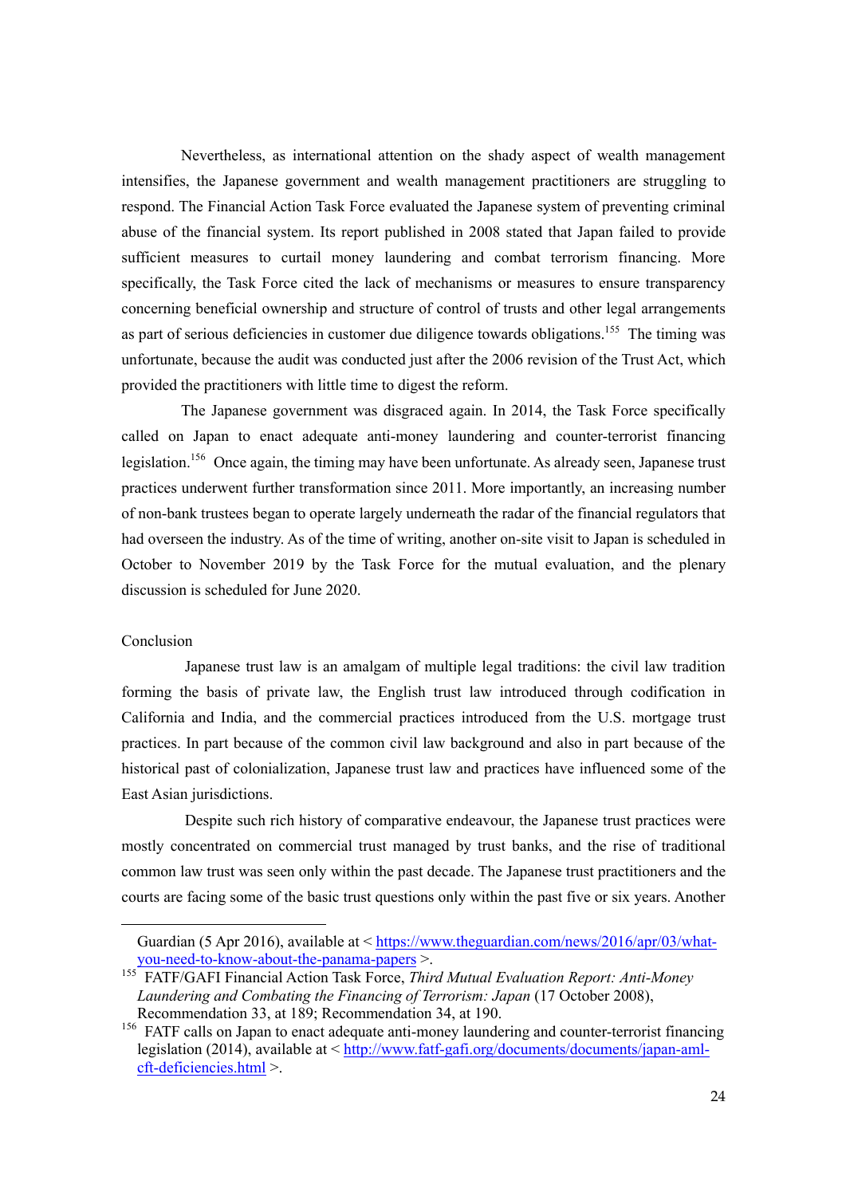Nevertheless, as international attention on the shady aspect of wealth management intensifies, the Japanese government and wealth management practitioners are struggling to respond. The Financial Action Task Force evaluated the Japanese system of preventing criminal abuse of the financial system. Its report published in 2008 stated that Japan failed to provide sufficient measures to curtail money laundering and combat terrorism financing. More specifically, the Task Force cited the lack of mechanisms or measures to ensure transparency concerning beneficial ownership and structure of control of trusts and other legal arrangements as part of serious deficiencies in customer due diligence towards obligations.[155] The timing was unfortunate, because the audit was conducted just after the 2006 revision of the Trust Act, which provided the practitioners with little time to digest the reform.

The Japanese government was disgraced again. In 2014, the Task Force specifically called on Japan to enact adequate anti-money laundering and counter-terrorist financing legislation.[156] Once again, the timing may have been unfortunate. As already seen, Japanese trust practices underwent further transformation since 2011. More importantly, an increasing number of non-bank trustees began to operate largely underneath the radar of the financial regulators that had overseen the industry. As of the time of writing, another on-site visit to Japan is scheduled in October to November 2019 by the Task Force for the mutual evaluation, and the plenary discussion is scheduled for June 2020.

## Conclusion

Japanese trust law is an amalgam of multiple legal traditions: the civil law tradition forming the basis of private law, the English trust law introduced through codification in California and India, and the commercial practices introduced from the U.S. mortgage trust practices. In part because of the common civil law background and also in part because of the historical past of colonialization, Japanese trust law and practices have influenced some of the East Asian jurisdictions.

Despite such rich history of comparative endeavour, the Japanese trust practices were mostly concentrated on commercial trust managed by trust banks, and the rise of traditional common law trust was seen only within the past decade. The Japanese trust practitioners and the courts are facing some of the basic trust questions only within the past five or six years. Another

---

Guardian (5 Apr 2016), available at < https://www.theguardian.com/news/2016/apr/03/what-you-need-to-know-about-the-panama-papers >.

[155] FATF/GAFI Financial Action Task Force, *Third Mutual Evaluation Report: Anti-Money Laundering and Combating the Financing of Terrorism: Japan* (17 October 2008), Recommendation 33, at 189; Recommendation 34, at 190.

[156] FATF calls on Japan to enact adequate anti-money laundering and counter-terrorist financing legislation (2014), available at < http://www.fatf-gafi.org/documents/documents/japan-aml-cft-deficiencies.html >.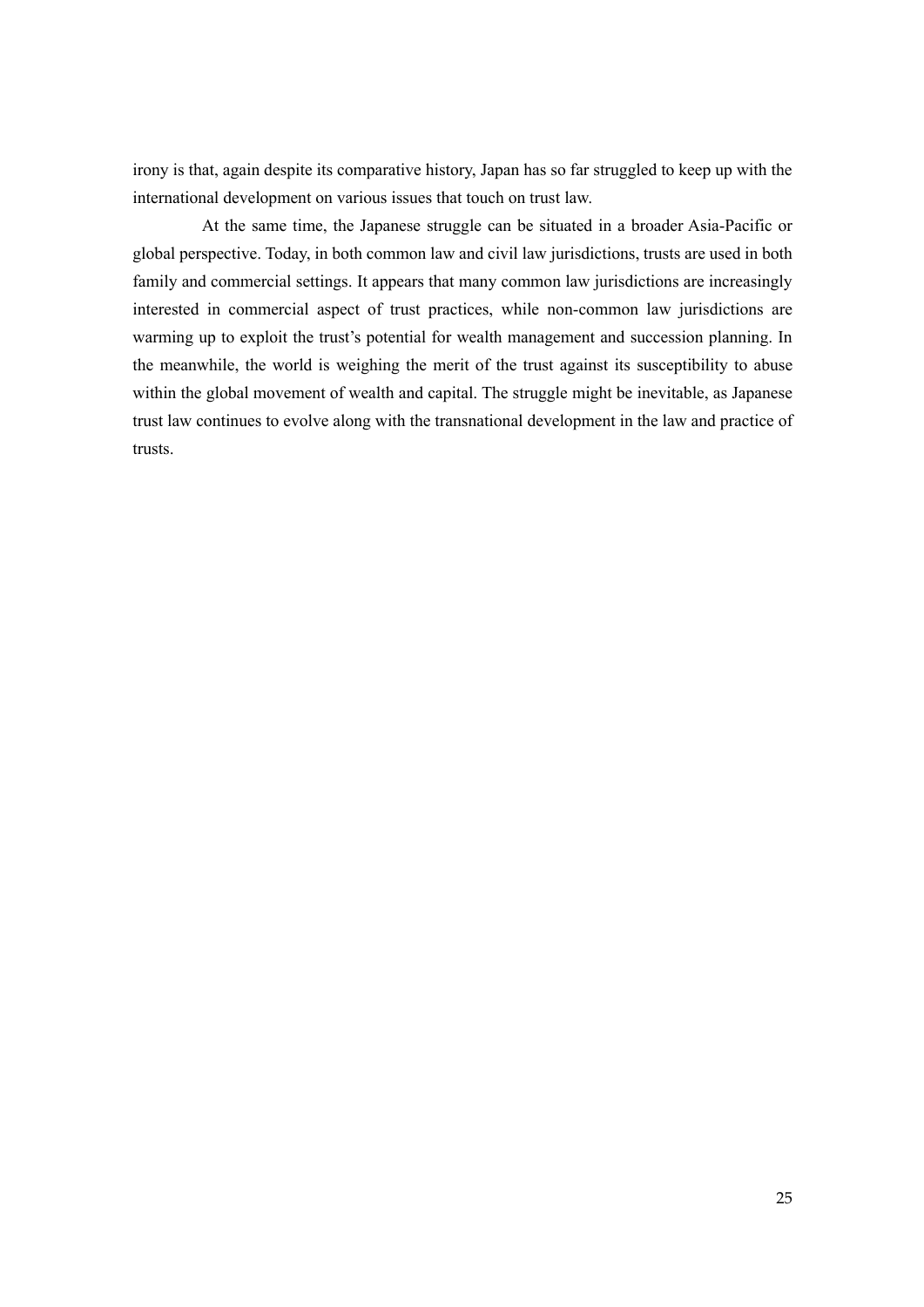irony is that, again despite its comparative history, Japan has so far struggled to keep up with the international development on various issues that touch on trust law.

At the same time, the Japanese struggle can be situated in a broader Asia-Pacific or global perspective. Today, in both common law and civil law jurisdictions, trusts are used in both family and commercial settings. It appears that many common law jurisdictions are increasingly interested in commercial aspect of trust practices, while non-common law jurisdictions are warming up to exploit the trust's potential for wealth management and succession planning. In the meanwhile, the world is weighing the merit of the trust against its susceptibility to abuse within the global movement of wealth and capital. The struggle might be inevitable, as Japanese trust law continues to evolve along with the transnational development in the law and practice of trusts.